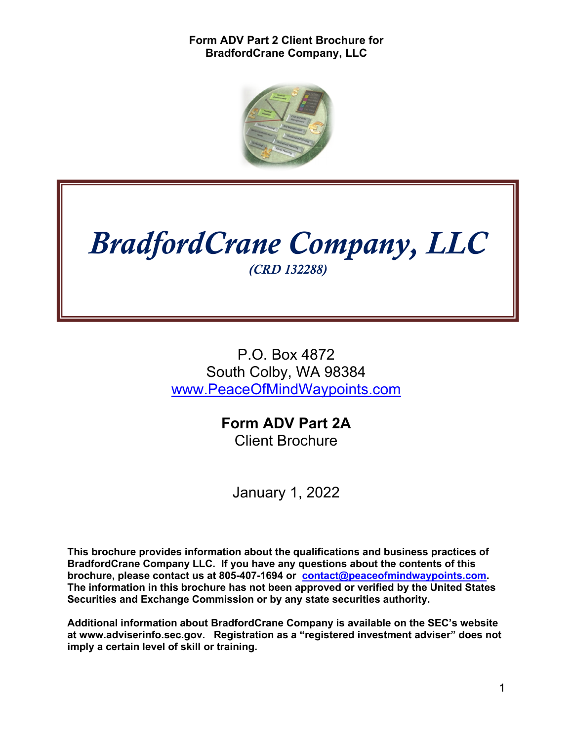**Form ADV Part 2 Client Brochure for BradfordCrane Company, LLC**

# *BradfordCrane Company, LLC*

*(CRD 132288)*

P.O. Box 4872
South Colby, WA 98384
www.PeaceOfMindWaypoints.com

## Form ADV Part 2A

Client Brochure

January 1, 2022

**This brochure provides information about the qualifications and business practices of BradfordCrane Company LLC. If you have any questions about the contents of this brochure, please contact us at 805-407-1694 or contact@peaceofmindwaypoints.com. The information in this brochure has not been approved or verified by the United States Securities and Exchange Commission or by any state securities authority.**

**Additional information about BradfordCrane Company is available on the SEC's website at www.adviserinfo.sec.gov. Registration as a "registered investment adviser" does not imply a certain level of skill or training.**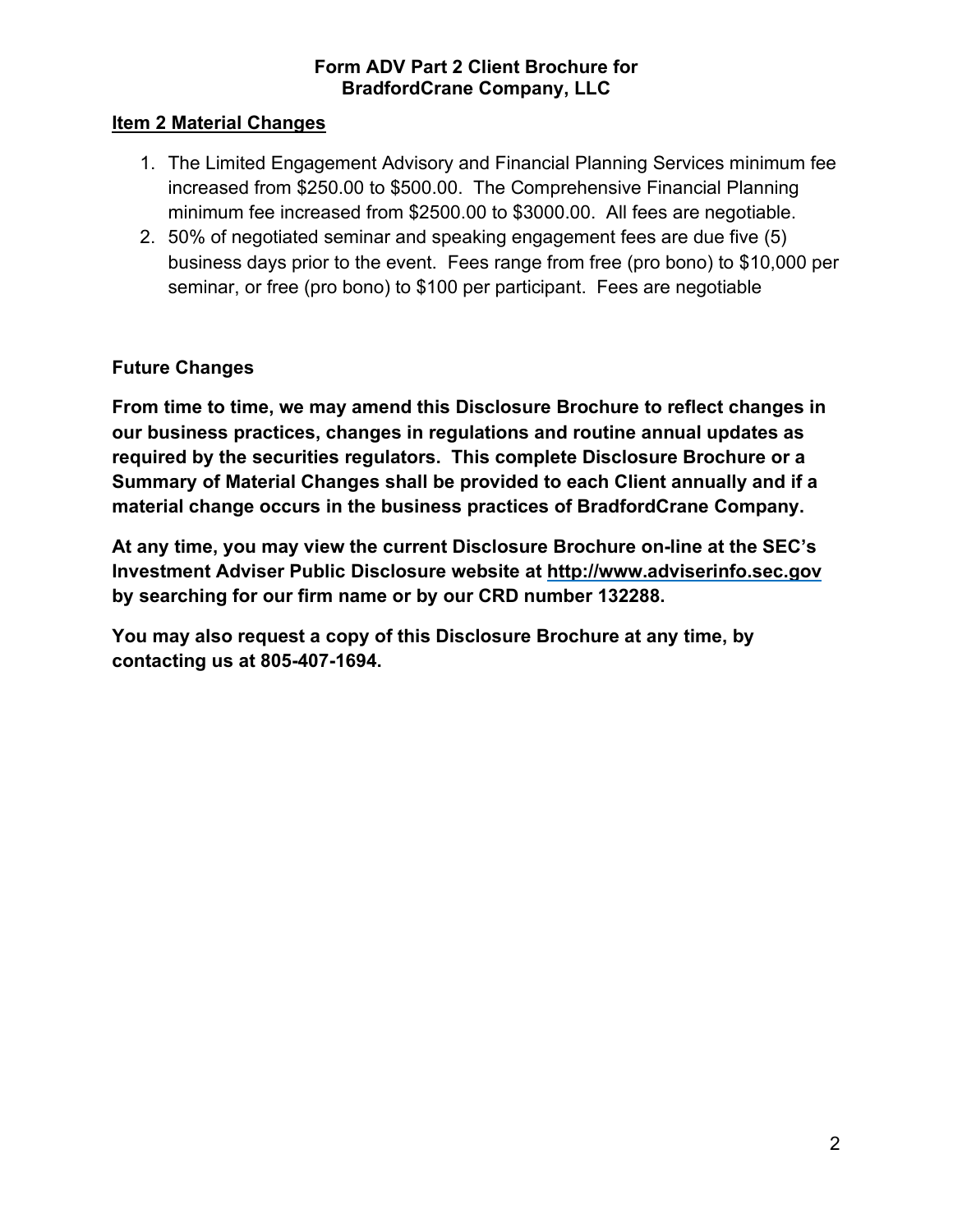**Form ADV Part 2 Client Brochure for BradfordCrane Company, LLC**

## Item 2 Material Changes

1. The Limited Engagement Advisory and Financial Planning Services minimum fee increased from $250.00 to $500.00. The Comprehensive Financial Planning minimum fee increased from $2500.00 to $3000.00. All fees are negotiable.
2. 50% of negotiated seminar and speaking engagement fees are due five (5) business days prior to the event. Fees range from free (pro bono) to $10,000 per seminar, or free (pro bono) to $100 per participant. Fees are negotiable

### Future Changes

**From time to time, we may amend this Disclosure Brochure to reflect changes in our business practices, changes in regulations and routine annual updates as required by the securities regulators. This complete Disclosure Brochure or a Summary of Material Changes shall be provided to each Client annually and if a material change occurs in the business practices of BradfordCrane Company.**

**At any time, you may view the current Disclosure Brochure on-line at the SEC's Investment Adviser Public Disclosure website at http://www.adviserinfo.sec.gov by searching for our firm name or by our CRD number 132288.**

**You may also request a copy of this Disclosure Brochure at any time, by contacting us at 805-407-1694.**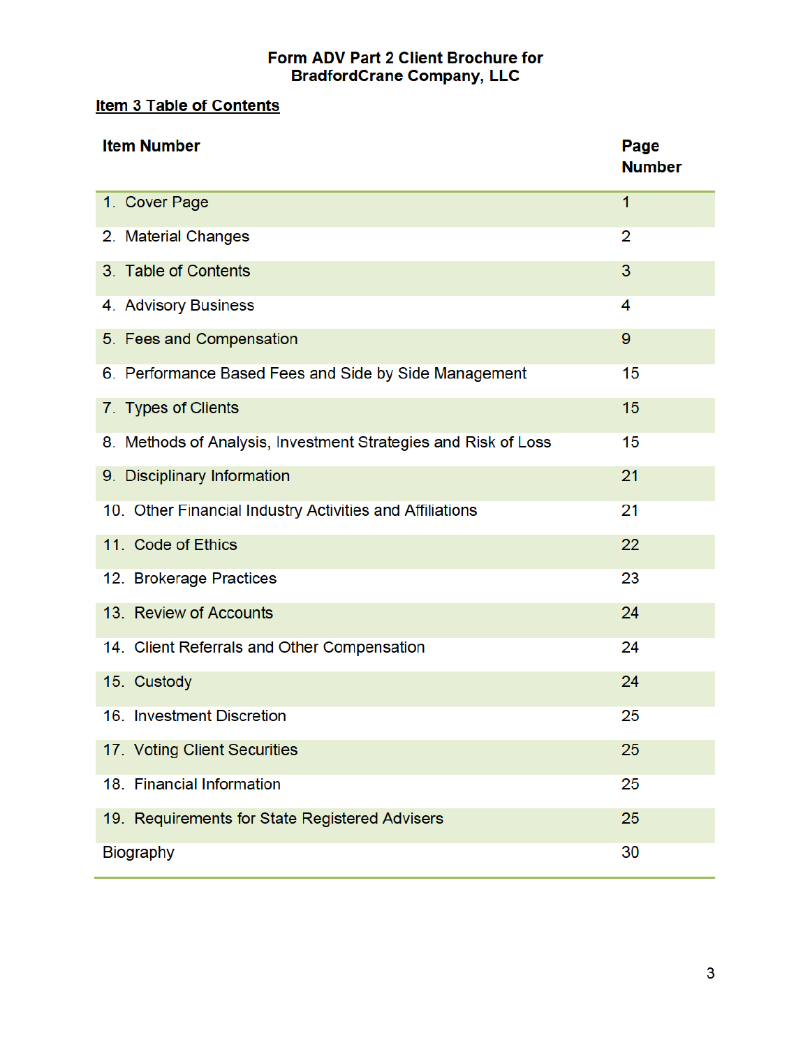# Form ADV Part 2 Client Brochure for BradfordCrane Company, LLC

## Item 3 Table of Contents

| Item Number | Page Number |
|---|---|
| 1. Cover Page | 1 |
| 2. Material Changes | 2 |
| 3. Table of Contents | 3 |
| 4. Advisory Business | 4 |
| 5. Fees and Compensation | 9 |
| 6. Performance Based Fees and Side by Side Management | 15 |
| 7. Types of Clients | 15 |
| 8. Methods of Analysis, Investment Strategies and Risk of Loss | 15 |
| 9. Disciplinary Information | 21 |
| 10. Other Financial Industry Activities and Affiliations | 21 |
| 11. Code of Ethics | 22 |
| 12. Brokerage Practices | 23 |
| 13. Review of Accounts | 24 |
| 14. Client Referrals and Other Compensation | 24 |
| 15. Custody | 24 |
| 16. Investment Discretion | 25 |
| 17. Voting Client Securities | 25 |
| 18. Financial Information | 25 |
| 19. Requirements for State Registered Advisers | 25 |
| Biography | 30 |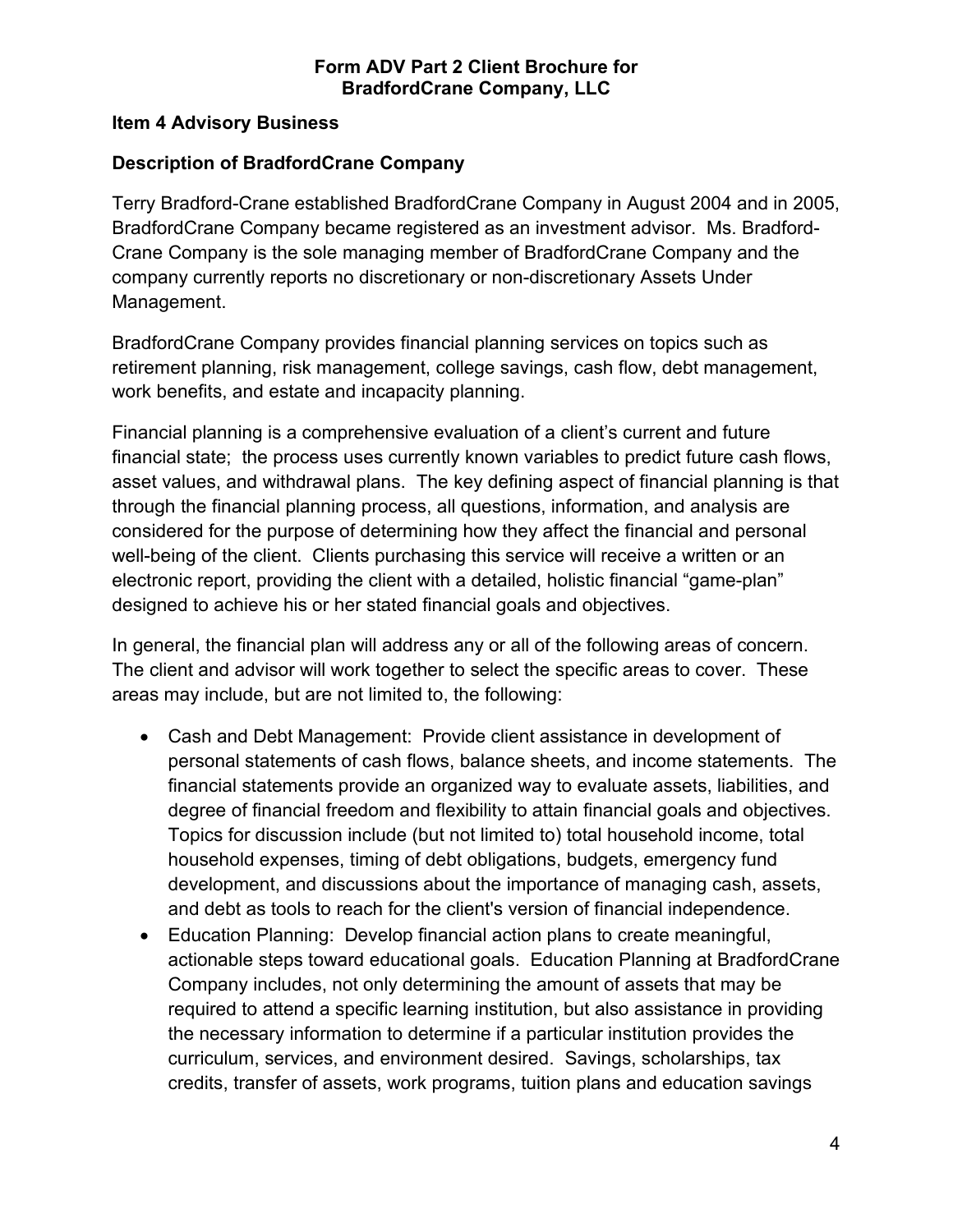**Form ADV Part 2 Client Brochure for BradfordCrane Company, LLC**

## Item 4 Advisory Business

### Description of BradfordCrane Company

Terry Bradford-Crane established BradfordCrane Company in August 2004 and in 2005, BradfordCrane Company became registered as an investment advisor. Ms. Bradford-Crane Company is the sole managing member of BradfordCrane Company and the company currently reports no discretionary or non-discretionary Assets Under Management.

BradfordCrane Company provides financial planning services on topics such as retirement planning, risk management, college savings, cash flow, debt management, work benefits, and estate and incapacity planning.

Financial planning is a comprehensive evaluation of a client's current and future financial state; the process uses currently known variables to predict future cash flows, asset values, and withdrawal plans. The key defining aspect of financial planning is that through the financial planning process, all questions, information, and analysis are considered for the purpose of determining how they affect the financial and personal well-being of the client. Clients purchasing this service will receive a written or an electronic report, providing the client with a detailed, holistic financial "game-plan" designed to achieve his or her stated financial goals and objectives.

In general, the financial plan will address any or all of the following areas of concern. The client and advisor will work together to select the specific areas to cover. These areas may include, but are not limited to, the following:

- Cash and Debt Management: Provide client assistance in development of personal statements of cash flows, balance sheets, and income statements. The financial statements provide an organized way to evaluate assets, liabilities, and degree of financial freedom and flexibility to attain financial goals and objectives. Topics for discussion include (but not limited to) total household income, total household expenses, timing of debt obligations, budgets, emergency fund development, and discussions about the importance of managing cash, assets, and debt as tools to reach for the client's version of financial independence.
- Education Planning: Develop financial action plans to create meaningful, actionable steps toward educational goals. Education Planning at BradfordCrane Company includes, not only determining the amount of assets that may be required to attend a specific learning institution, but also assistance in providing the necessary information to determine if a particular institution provides the curriculum, services, and environment desired. Savings, scholarships, tax credits, transfer of assets, work programs, tuition plans and education savings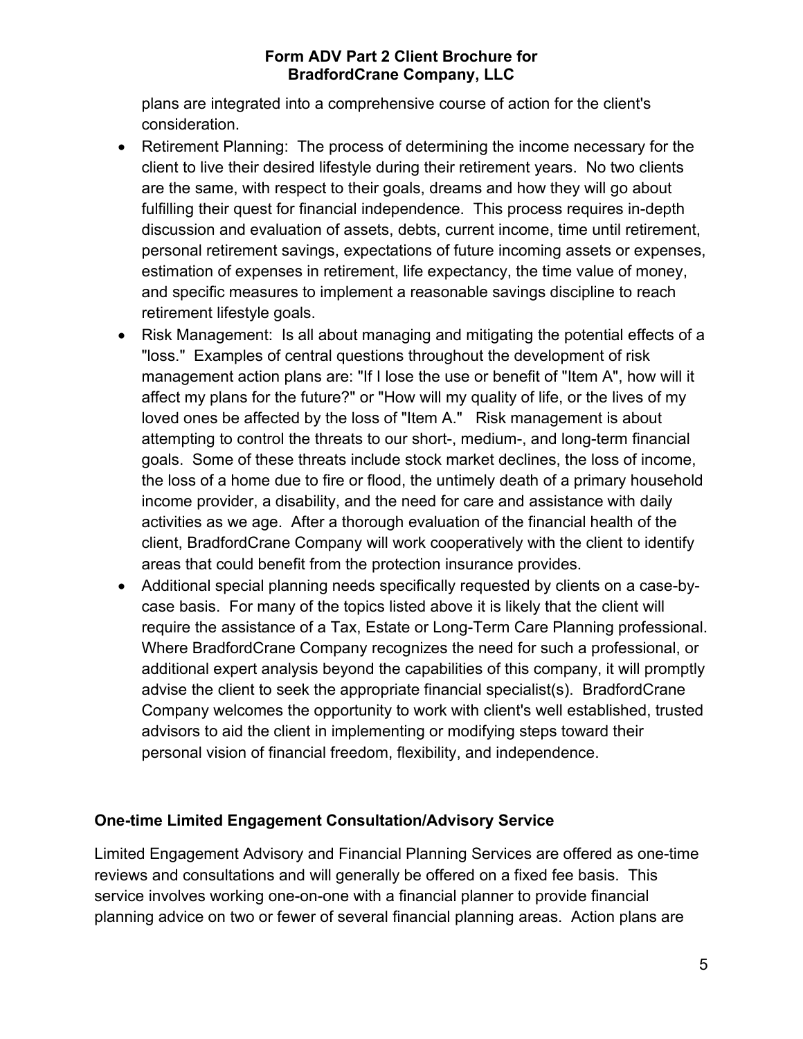plans are integrated into a comprehensive course of action for the client's consideration.

- Retirement Planning: The process of determining the income necessary for the client to live their desired lifestyle during their retirement years. No two clients are the same, with respect to their goals, dreams and how they will go about fulfilling their quest for financial independence. This process requires in-depth discussion and evaluation of assets, debts, current income, time until retirement, personal retirement savings, expectations of future incoming assets or expenses, estimation of expenses in retirement, life expectancy, the time value of money, and specific measures to implement a reasonable savings discipline to reach retirement lifestyle goals.
- Risk Management: Is all about managing and mitigating the potential effects of a "loss." Examples of central questions throughout the development of risk management action plans are: "If I lose the use or benefit of "Item A", how will it affect my plans for the future?" or "How will my quality of life, or the lives of my loved ones be affected by the loss of "Item A." Risk management is about attempting to control the threats to our short-, medium-, and long-term financial goals. Some of these threats include stock market declines, the loss of income, the loss of a home due to fire or flood, the untimely death of a primary household income provider, a disability, and the need for care and assistance with daily activities as we age. After a thorough evaluation of the financial health of the client, BradfordCrane Company will work cooperatively with the client to identify areas that could benefit from the protection insurance provides.
- Additional special planning needs specifically requested by clients on a case-by-case basis. For many of the topics listed above it is likely that the client will require the assistance of a Tax, Estate or Long-Term Care Planning professional. Where BradfordCrane Company recognizes the need for such a professional, or additional expert analysis beyond the capabilities of this company, it will promptly advise the client to seek the appropriate financial specialist(s). BradfordCrane Company welcomes the opportunity to work with client's well established, trusted advisors to aid the client in implementing or modifying steps toward their personal vision of financial freedom, flexibility, and independence.

**One-time Limited Engagement Consultation/Advisory Service**

Limited Engagement Advisory and Financial Planning Services are offered as one-time reviews and consultations and will generally be offered on a fixed fee basis. This service involves working one-on-one with a financial planner to provide financial planning advice on two or fewer of several financial planning areas. Action plans are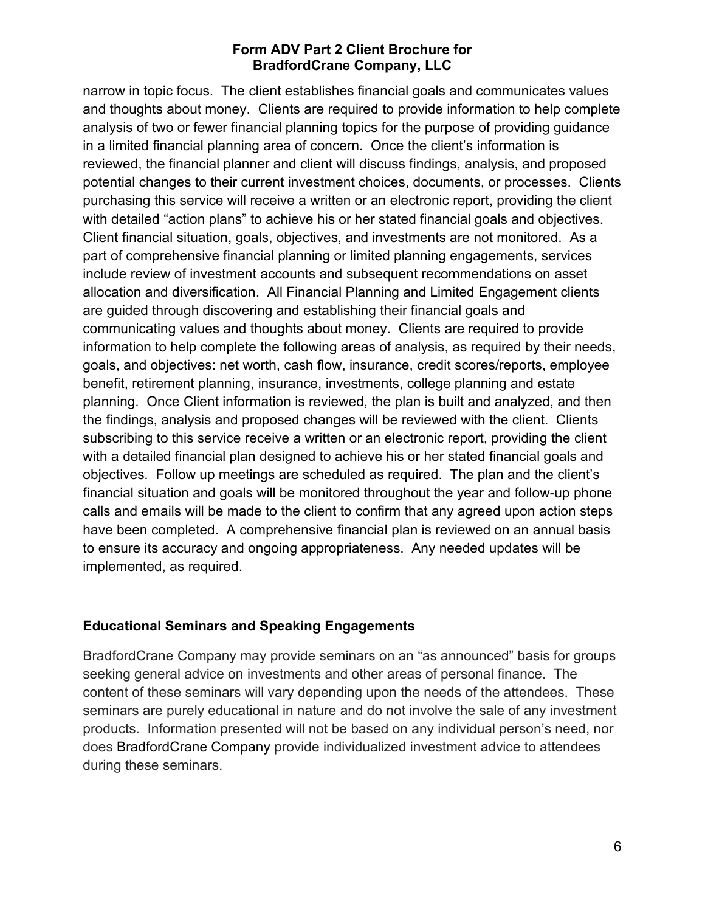narrow in topic focus. The client establishes financial goals and communicates values and thoughts about money. Clients are required to provide information to help complete analysis of two or fewer financial planning topics for the purpose of providing guidance in a limited financial planning area of concern. Once the client's information is reviewed, the financial planner and client will discuss findings, analysis, and proposed potential changes to their current investment choices, documents, or processes. Clients purchasing this service will receive a written or an electronic report, providing the client with detailed "action plans" to achieve his or her stated financial goals and objectives. Client financial situation, goals, objectives, and investments are not monitored. As a part of comprehensive financial planning or limited planning engagements, services include review of investment accounts and subsequent recommendations on asset allocation and diversification. All Financial Planning and Limited Engagement clients are guided through discovering and establishing their financial goals and communicating values and thoughts about money. Clients are required to provide information to help complete the following areas of analysis, as required by their needs, goals, and objectives: net worth, cash flow, insurance, credit scores/reports, employee benefit, retirement planning, insurance, investments, college planning and estate planning. Once Client information is reviewed, the plan is built and analyzed, and then the findings, analysis and proposed changes will be reviewed with the client. Clients subscribing to this service receive a written or an electronic report, providing the client with a detailed financial plan designed to achieve his or her stated financial goals and objectives. Follow up meetings are scheduled as required. The plan and the client's financial situation and goals will be monitored throughout the year and follow-up phone calls and emails will be made to the client to confirm that any agreed upon action steps have been completed. A comprehensive financial plan is reviewed on an annual basis to ensure its accuracy and ongoing appropriateness. Any needed updates will be implemented, as required.

### Educational Seminars and Speaking Engagements

BradfordCrane Company may provide seminars on an "as announced" basis for groups seeking general advice on investments and other areas of personal finance. The content of these seminars will vary depending upon the needs of the attendees. These seminars are purely educational in nature and do not involve the sale of any investment products. Information presented will not be based on any individual person's need, nor does BradfordCrane Company provide individualized investment advice to attendees during these seminars.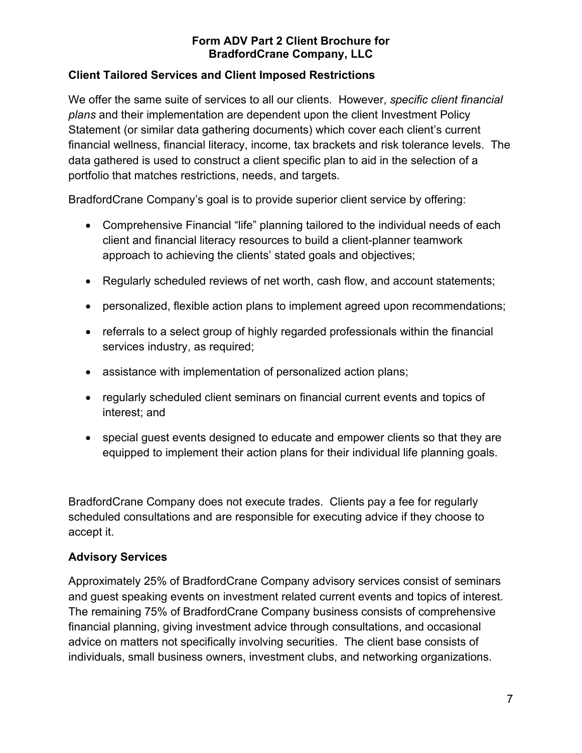## Client Tailored Services and Client Imposed Restrictions

We offer the same suite of services to all our clients. However, *specific client financial plans* and their implementation are dependent upon the client Investment Policy Statement (or similar data gathering documents) which cover each client's current financial wellness, financial literacy, income, tax brackets and risk tolerance levels. The data gathered is used to construct a client specific plan to aid in the selection of a portfolio that matches restrictions, needs, and targets.

BradfordCrane Company's goal is to provide superior client service by offering:

- Comprehensive Financial "life" planning tailored to the individual needs of each client and financial literacy resources to build a client-planner teamwork approach to achieving the clients' stated goals and objectives;
- Regularly scheduled reviews of net worth, cash flow, and account statements;
- personalized, flexible action plans to implement agreed upon recommendations;
- referrals to a select group of highly regarded professionals within the financial services industry, as required;
- assistance with implementation of personalized action plans;
- regularly scheduled client seminars on financial current events and topics of interest; and
- special guest events designed to educate and empower clients so that they are equipped to implement their action plans for their individual life planning goals.

BradfordCrane Company does not execute trades. Clients pay a fee for regularly scheduled consultations and are responsible for executing advice if they choose to accept it.

## Advisory Services

Approximately 25% of BradfordCrane Company advisory services consist of seminars and guest speaking events on investment related current events and topics of interest. The remaining 75% of BradfordCrane Company business consists of comprehensive financial planning, giving investment advice through consultations, and occasional advice on matters not specifically involving securities. The client base consists of individuals, small business owners, investment clubs, and networking organizations.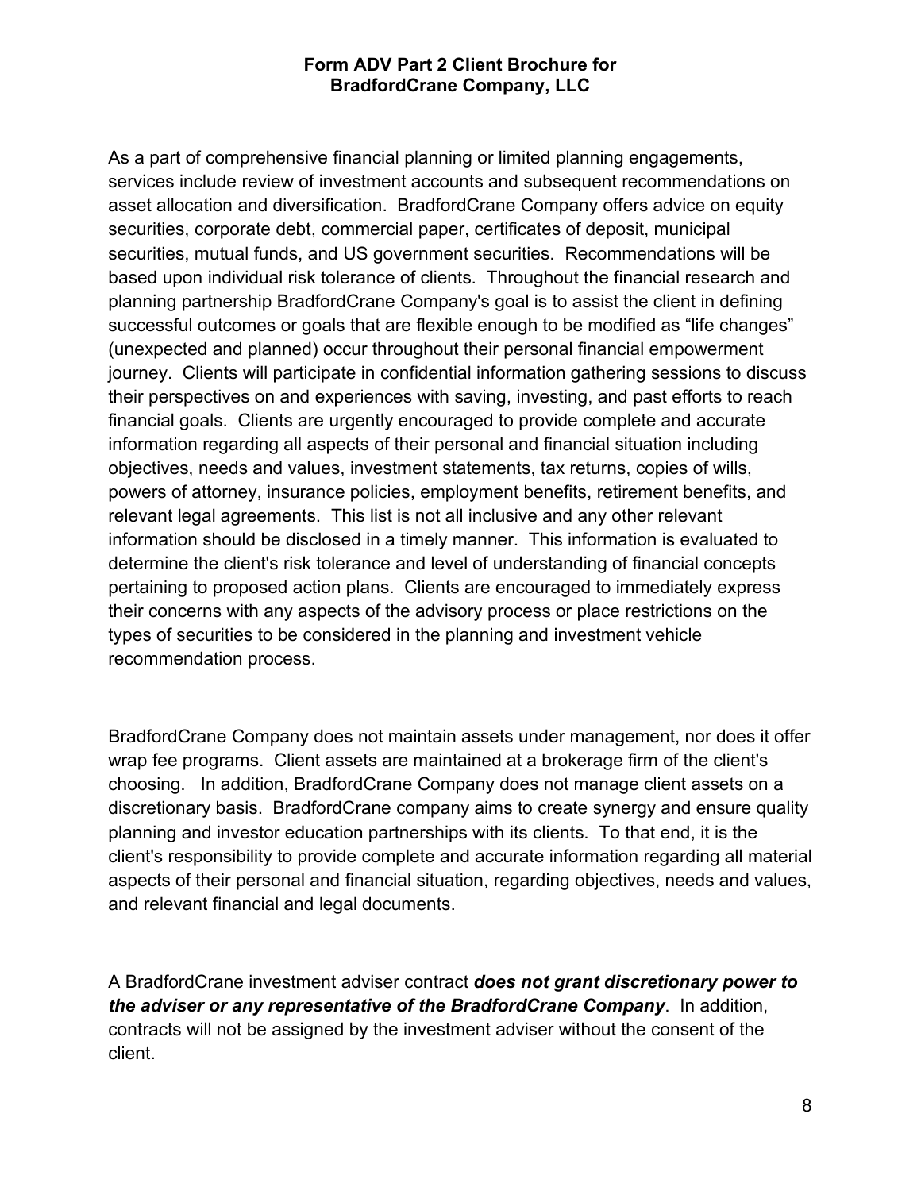As a part of comprehensive financial planning or limited planning engagements, services include review of investment accounts and subsequent recommendations on asset allocation and diversification. BradfordCrane Company offers advice on equity securities, corporate debt, commercial paper, certificates of deposit, municipal securities, mutual funds, and US government securities. Recommendations will be based upon individual risk tolerance of clients. Throughout the financial research and planning partnership BradfordCrane Company's goal is to assist the client in defining successful outcomes or goals that are flexible enough to be modified as "life changes" (unexpected and planned) occur throughout their personal financial empowerment journey. Clients will participate in confidential information gathering sessions to discuss their perspectives on and experiences with saving, investing, and past efforts to reach financial goals. Clients are urgently encouraged to provide complete and accurate information regarding all aspects of their personal and financial situation including objectives, needs and values, investment statements, tax returns, copies of wills, powers of attorney, insurance policies, employment benefits, retirement benefits, and relevant legal agreements. This list is not all inclusive and any other relevant information should be disclosed in a timely manner. This information is evaluated to determine the client's risk tolerance and level of understanding of financial concepts pertaining to proposed action plans. Clients are encouraged to immediately express their concerns with any aspects of the advisory process or place restrictions on the types of securities to be considered in the planning and investment vehicle recommendation process.

BradfordCrane Company does not maintain assets under management, nor does it offer wrap fee programs. Client assets are maintained at a brokerage firm of the client's choosing. In addition, BradfordCrane Company does not manage client assets on a discretionary basis. BradfordCrane company aims to create synergy and ensure quality planning and investor education partnerships with its clients. To that end, it is the client's responsibility to provide complete and accurate information regarding all material aspects of their personal and financial situation, regarding objectives, needs and values, and relevant financial and legal documents.

A BradfordCrane investment adviser contract ***does not grant discretionary power to the adviser or any representative of the BradfordCrane Company***. In addition, contracts will not be assigned by the investment adviser without the consent of the client.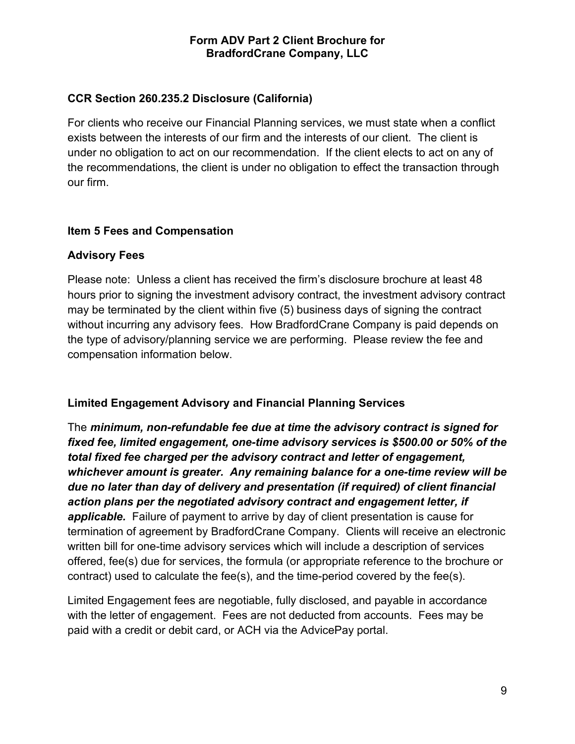### CCR Section 260.235.2 Disclosure (California)

For clients who receive our Financial Planning services, we must state when a conflict exists between the interests of our firm and the interests of our client. The client is under no obligation to act on our recommendation. If the client elects to act on any of the recommendations, the client is under no obligation to effect the transaction through our firm.

## Item 5 Fees and Compensation

### Advisory Fees

Please note: Unless a client has received the firm's disclosure brochure at least 48 hours prior to signing the investment advisory contract, the investment advisory contract may be terminated by the client within five (5) business days of signing the contract without incurring any advisory fees. How BradfordCrane Company is paid depends on the type of advisory/planning service we are performing. Please review the fee and compensation information below.

### Limited Engagement Advisory and Financial Planning Services

The ***minimum, non-refundable fee due at time the advisory contract is signed for fixed fee, limited engagement, one-time advisory services is $500.00 or 50% of the total fixed fee charged per the advisory contract and letter of engagement, whichever amount is greater. Any remaining balance for a one-time review will be due no later than day of delivery and presentation (if required) of client financial action plans per the negotiated advisory contract and engagement letter, if applicable.*** Failure of payment to arrive by day of client presentation is cause for termination of agreement by BradfordCrane Company. Clients will receive an electronic written bill for one-time advisory services which will include a description of services offered, fee(s) due for services, the formula (or appropriate reference to the brochure or contract) used to calculate the fee(s), and the time-period covered by the fee(s).

Limited Engagement fees are negotiable, fully disclosed, and payable in accordance with the letter of engagement. Fees are not deducted from accounts. Fees may be paid with a credit or debit card, or ACH via the AdvicePay portal.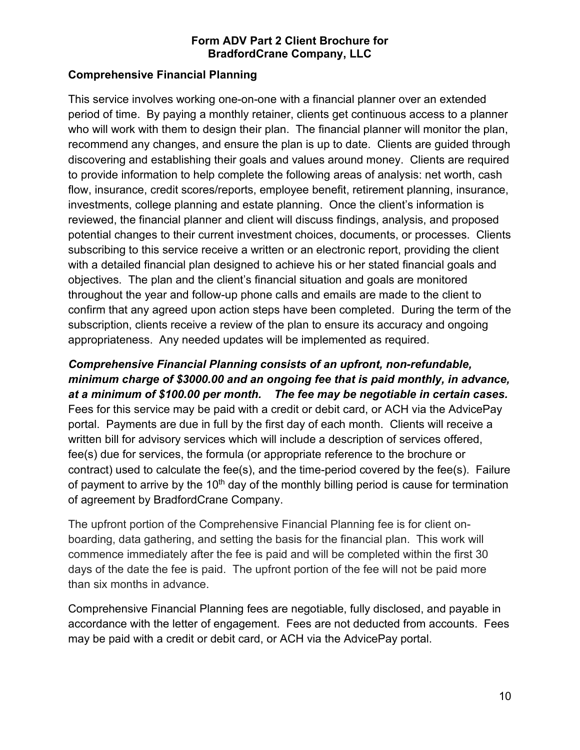## Comprehensive Financial Planning

This service involves working one-on-one with a financial planner over an extended period of time. By paying a monthly retainer, clients get continuous access to a planner who will work with them to design their plan. The financial planner will monitor the plan, recommend any changes, and ensure the plan is up to date. Clients are guided through discovering and establishing their goals and values around money. Clients are required to provide information to help complete the following areas of analysis: net worth, cash flow, insurance, credit scores/reports, employee benefit, retirement planning, insurance, investments, college planning and estate planning. Once the client's information is reviewed, the financial planner and client will discuss findings, analysis, and proposed potential changes to their current investment choices, documents, or processes. Clients subscribing to this service receive a written or an electronic report, providing the client with a detailed financial plan designed to achieve his or her stated financial goals and objectives. The plan and the client's financial situation and goals are monitored throughout the year and follow-up phone calls and emails are made to the client to confirm that any agreed upon action steps have been completed. During the term of the subscription, clients receive a review of the plan to ensure its accuracy and ongoing appropriateness. Any needed updates will be implemented as required.

***Comprehensive Financial Planning consists of an upfront, non-refundable, minimum charge of $3000.00 and an ongoing fee that is paid monthly, in advance, at a minimum of $100.00 per month. The fee may be negotiable in certain cases.*** Fees for this service may be paid with a credit or debit card, or ACH via the AdvicePay portal. Payments are due in full by the first day of each month. Clients will receive a written bill for advisory services which will include a description of services offered, fee(s) due for services, the formula (or appropriate reference to the brochure or contract) used to calculate the fee(s), and the time-period covered by the fee(s). Failure of payment to arrive by the 10th day of the monthly billing period is cause for termination of agreement by BradfordCrane Company.

The upfront portion of the Comprehensive Financial Planning fee is for client on-boarding, data gathering, and setting the basis for the financial plan. This work will commence immediately after the fee is paid and will be completed within the first 30 days of the date the fee is paid. The upfront portion of the fee will not be paid more than six months in advance.

Comprehensive Financial Planning fees are negotiable, fully disclosed, and payable in accordance with the letter of engagement. Fees are not deducted from accounts. Fees may be paid with a credit or debit card, or ACH via the AdvicePay portal.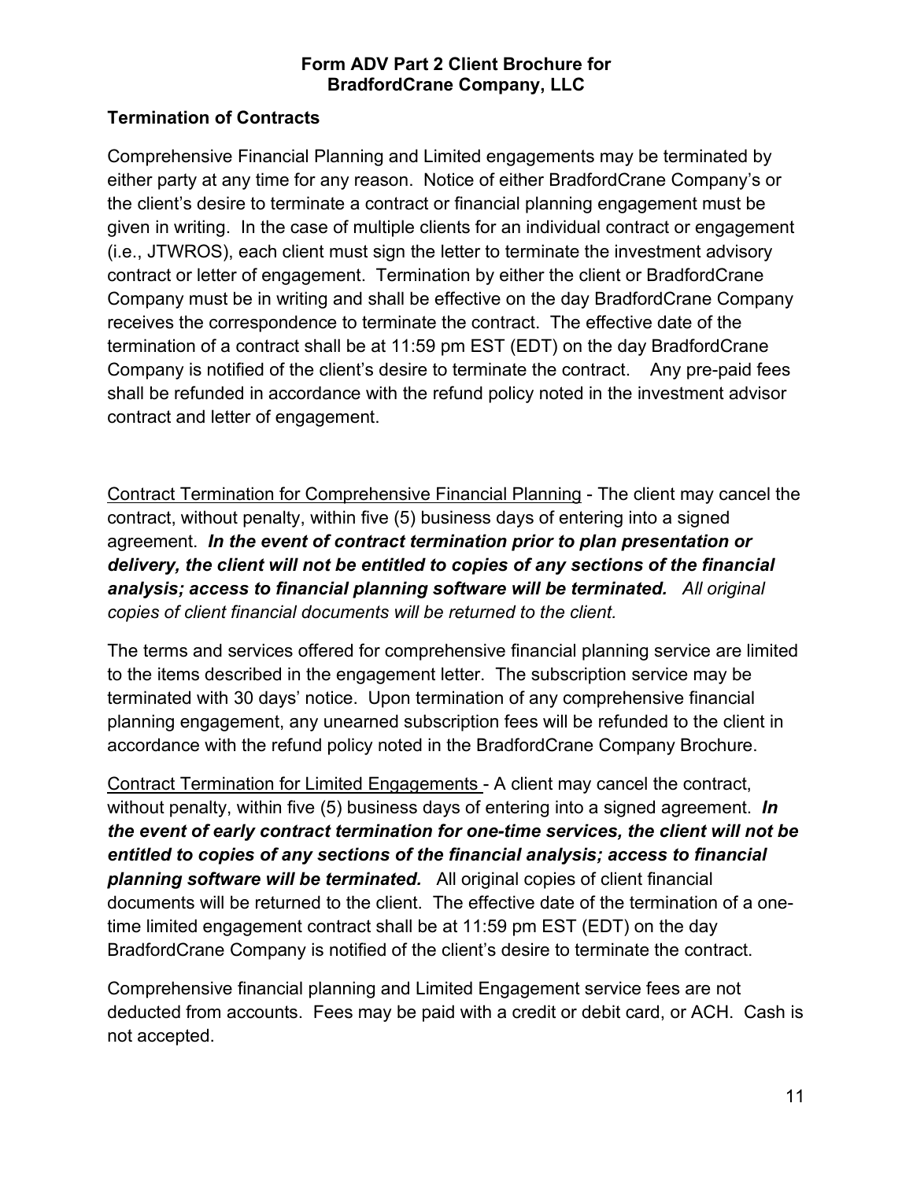### Termination of Contracts

Comprehensive Financial Planning and Limited engagements may be terminated by either party at any time for any reason. Notice of either BradfordCrane Company's or the client's desire to terminate a contract or financial planning engagement must be given in writing. In the case of multiple clients for an individual contract or engagement (i.e., JTWROS), each client must sign the letter to terminate the investment advisory contract or letter of engagement. Termination by either the client or BradfordCrane Company must be in writing and shall be effective on the day BradfordCrane Company receives the correspondence to terminate the contract. The effective date of the termination of a contract shall be at 11:59 pm EST (EDT) on the day BradfordCrane Company is notified of the client's desire to terminate the contract. Any pre-paid fees shall be refunded in accordance with the refund policy noted in the investment advisor contract and letter of engagement.

<u>Contract Termination for Comprehensive Financial Planning</u> - The client may cancel the contract, without penalty, within five (5) business days of entering into a signed agreement. ***In the event of contract termination prior to plan presentation or delivery, the client will not be entitled to copies of any sections of the financial analysis; access to financial planning software will be terminated.*** *All original copies of client financial documents will be returned to the client.*

The terms and services offered for comprehensive financial planning service are limited to the items described in the engagement letter. The subscription service may be terminated with 30 days' notice. Upon termination of any comprehensive financial planning engagement, any unearned subscription fees will be refunded to the client in accordance with the refund policy noted in the BradfordCrane Company Brochure.

<u>Contract Termination for Limited Engagements</u> - A client may cancel the contract, without penalty, within five (5) business days of entering into a signed agreement. ***In the event of early contract termination for one-time services, the client will not be entitled to copies of any sections of the financial analysis; access to financial planning software will be terminated.*** All original copies of client financial documents will be returned to the client. The effective date of the termination of a one-time limited engagement contract shall be at 11:59 pm EST (EDT) on the day BradfordCrane Company is notified of the client's desire to terminate the contract.

Comprehensive financial planning and Limited Engagement service fees are not deducted from accounts. Fees may be paid with a credit or debit card, or ACH. Cash is not accepted.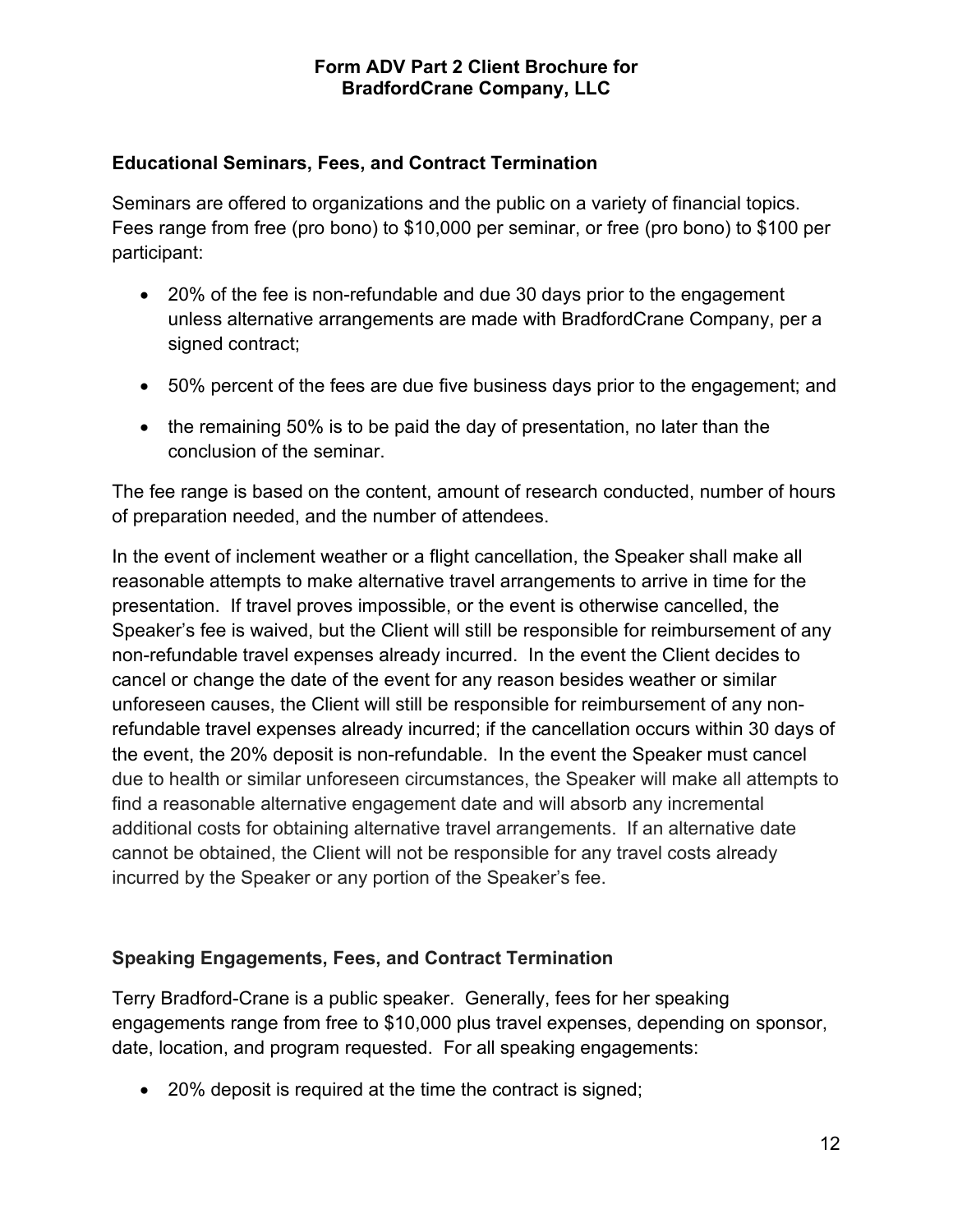### Educational Seminars, Fees, and Contract Termination

Seminars are offered to organizations and the public on a variety of financial topics. Fees range from free (pro bono) to $10,000 per seminar, or free (pro bono) to $100 per participant:

- 20% of the fee is non-refundable and due 30 days prior to the engagement unless alternative arrangements are made with BradfordCrane Company, per a signed contract;
- 50% percent of the fees are due five business days prior to the engagement; and
- the remaining 50% is to be paid the day of presentation, no later than the conclusion of the seminar.

The fee range is based on the content, amount of research conducted, number of hours of preparation needed, and the number of attendees.

In the event of inclement weather or a flight cancellation, the Speaker shall make all reasonable attempts to make alternative travel arrangements to arrive in time for the presentation. If travel proves impossible, or the event is otherwise cancelled, the Speaker's fee is waived, but the Client will still be responsible for reimbursement of any non-refundable travel expenses already incurred. In the event the Client decides to cancel or change the date of the event for any reason besides weather or similar unforeseen causes, the Client will still be responsible for reimbursement of any non-refundable travel expenses already incurred; if the cancellation occurs within 30 days of the event, the 20% deposit is non-refundable. In the event the Speaker must cancel due to health or similar unforeseen circumstances, the Speaker will make all attempts to find a reasonable alternative engagement date and will absorb any incremental additional costs for obtaining alternative travel arrangements. If an alternative date cannot be obtained, the Client will not be responsible for any travel costs already incurred by the Speaker or any portion of the Speaker's fee.

### Speaking Engagements, Fees, and Contract Termination

Terry Bradford-Crane is a public speaker. Generally, fees for her speaking engagements range from free to $10,000 plus travel expenses, depending on sponsor, date, location, and program requested. For all speaking engagements:

- 20% deposit is required at the time the contract is signed;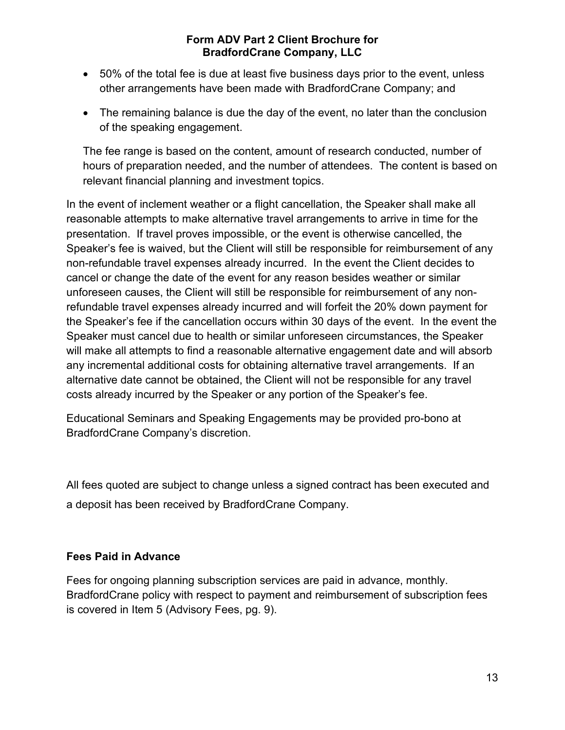- 50% of the total fee is due at least five business days prior to the event, unless other arrangements have been made with BradfordCrane Company; and
- The remaining balance is due the day of the event, no later than the conclusion of the speaking engagement.

The fee range is based on the content, amount of research conducted, number of hours of preparation needed, and the number of attendees. The content is based on relevant financial planning and investment topics.

In the event of inclement weather or a flight cancellation, the Speaker shall make all reasonable attempts to make alternative travel arrangements to arrive in time for the presentation. If travel proves impossible, or the event is otherwise cancelled, the Speaker's fee is waived, but the Client will still be responsible for reimbursement of any non-refundable travel expenses already incurred. In the event the Client decides to cancel or change the date of the event for any reason besides weather or similar unforeseen causes, the Client will still be responsible for reimbursement of any non-refundable travel expenses already incurred and will forfeit the 20% down payment for the Speaker's fee if the cancellation occurs within 30 days of the event. In the event the Speaker must cancel due to health or similar unforeseen circumstances, the Speaker will make all attempts to find a reasonable alternative engagement date and will absorb any incremental additional costs for obtaining alternative travel arrangements. If an alternative date cannot be obtained, the Client will not be responsible for any travel costs already incurred by the Speaker or any portion of the Speaker's fee.

Educational Seminars and Speaking Engagements may be provided pro-bono at BradfordCrane Company's discretion.

All fees quoted are subject to change unless a signed contract has been executed and a deposit has been received by BradfordCrane Company.

### Fees Paid in Advance

Fees for ongoing planning subscription services are paid in advance, monthly. BradfordCrane policy with respect to payment and reimbursement of subscription fees is covered in Item 5 (Advisory Fees, pg. 9).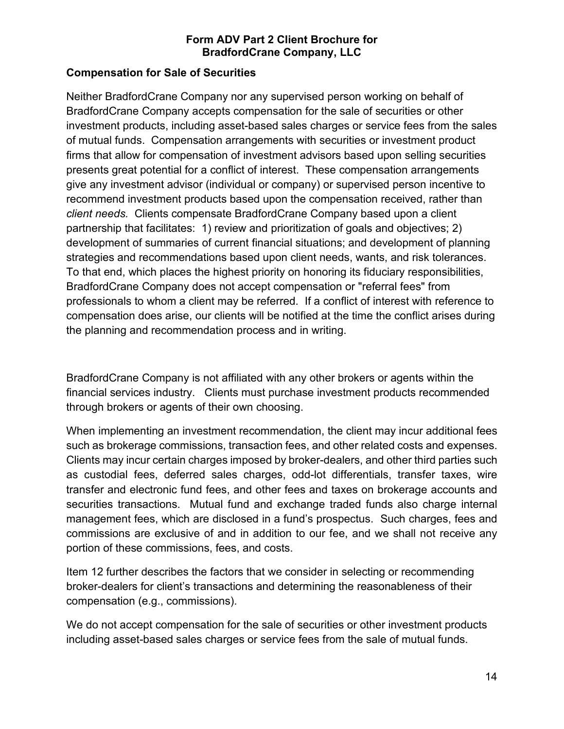## Compensation for Sale of Securities

Neither BradfordCrane Company nor any supervised person working on behalf of BradfordCrane Company accepts compensation for the sale of securities or other investment products, including asset-based sales charges or service fees from the sales of mutual funds. Compensation arrangements with securities or investment product firms that allow for compensation of investment advisors based upon selling securities presents great potential for a conflict of interest. These compensation arrangements give any investment advisor (individual or company) or supervised person incentive to recommend investment products based upon the compensation received, rather than *client needs.* Clients compensate BradfordCrane Company based upon a client partnership that facilitates: 1) review and prioritization of goals and objectives; 2) development of summaries of current financial situations; and development of planning strategies and recommendations based upon client needs, wants, and risk tolerances. To that end, which places the highest priority on honoring its fiduciary responsibilities, BradfordCrane Company does not accept compensation or "referral fees" from professionals to whom a client may be referred. If a conflict of interest with reference to compensation does arise, our clients will be notified at the time the conflict arises during the planning and recommendation process and in writing.

BradfordCrane Company is not affiliated with any other brokers or agents within the financial services industry. Clients must purchase investment products recommended through brokers or agents of their own choosing.

When implementing an investment recommendation, the client may incur additional fees such as brokerage commissions, transaction fees, and other related costs and expenses. Clients may incur certain charges imposed by broker-dealers, and other third parties such as custodial fees, deferred sales charges, odd-lot differentials, transfer taxes, wire transfer and electronic fund fees, and other fees and taxes on brokerage accounts and securities transactions. Mutual fund and exchange traded funds also charge internal management fees, which are disclosed in a fund's prospectus. Such charges, fees and commissions are exclusive of and in addition to our fee, and we shall not receive any portion of these commissions, fees, and costs.

Item 12 further describes the factors that we consider in selecting or recommending broker-dealers for client's transactions and determining the reasonableness of their compensation (e.g., commissions).

We do not accept compensation for the sale of securities or other investment products including asset-based sales charges or service fees from the sale of mutual funds.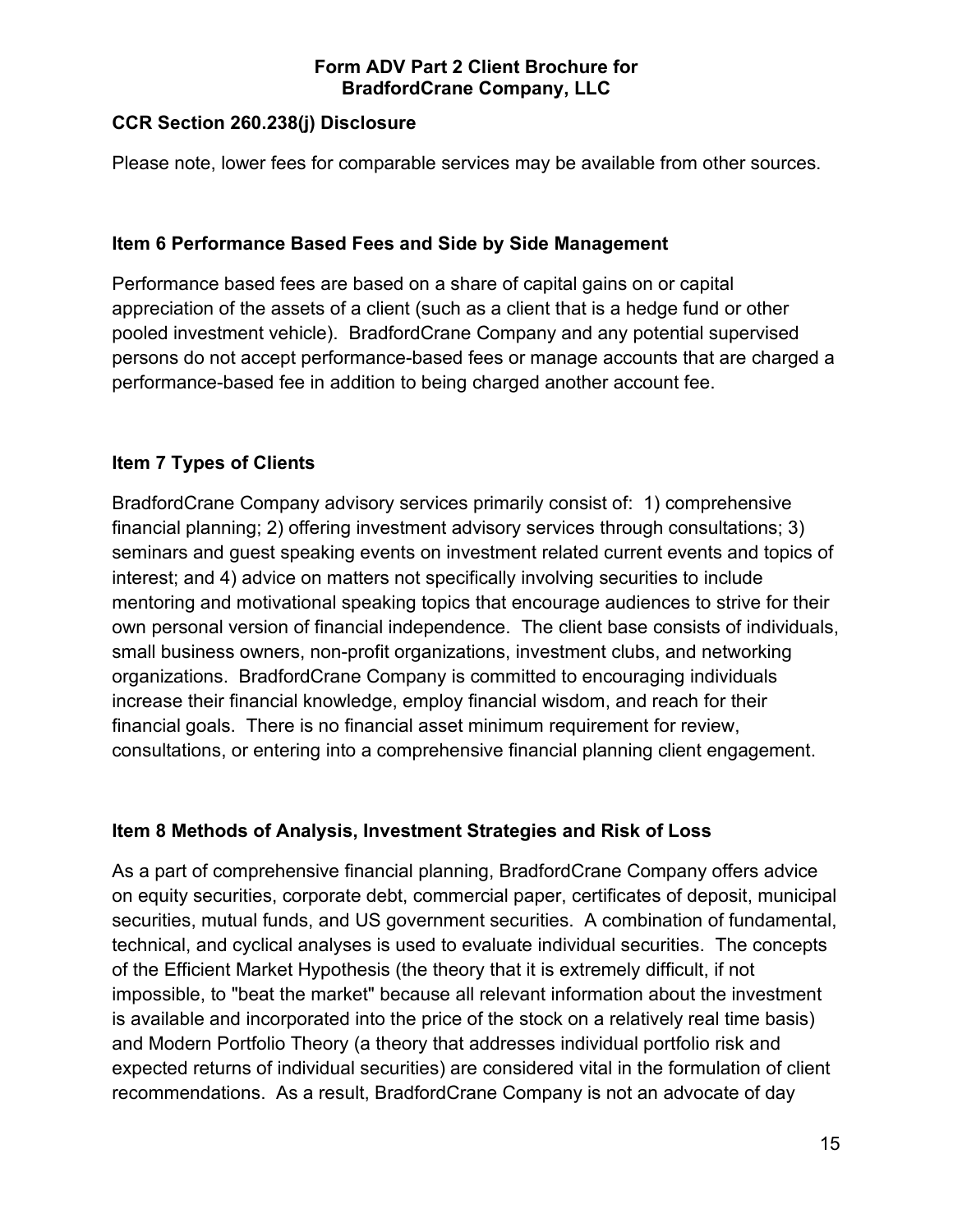### CCR Section 260.238(j) Disclosure

Please note, lower fees for comparable services may be available from other sources.

### Item 6 Performance Based Fees and Side by Side Management

Performance based fees are based on a share of capital gains on or capital appreciation of the assets of a client (such as a client that is a hedge fund or other pooled investment vehicle). BradfordCrane Company and any potential supervised persons do not accept performance-based fees or manage accounts that are charged a performance-based fee in addition to being charged another account fee.

### Item 7 Types of Clients

BradfordCrane Company advisory services primarily consist of: 1) comprehensive financial planning; 2) offering investment advisory services through consultations; 3) seminars and guest speaking events on investment related current events and topics of interest; and 4) advice on matters not specifically involving securities to include mentoring and motivational speaking topics that encourage audiences to strive for their own personal version of financial independence. The client base consists of individuals, small business owners, non-profit organizations, investment clubs, and networking organizations. BradfordCrane Company is committed to encouraging individuals increase their financial knowledge, employ financial wisdom, and reach for their financial goals. There is no financial asset minimum requirement for review, consultations, or entering into a comprehensive financial planning client engagement.

### Item 8 Methods of Analysis, Investment Strategies and Risk of Loss

As a part of comprehensive financial planning, BradfordCrane Company offers advice on equity securities, corporate debt, commercial paper, certificates of deposit, municipal securities, mutual funds, and US government securities. A combination of fundamental, technical, and cyclical analyses is used to evaluate individual securities. The concepts of the Efficient Market Hypothesis (the theory that it is extremely difficult, if not impossible, to "beat the market" because all relevant information about the investment is available and incorporated into the price of the stock on a relatively real time basis) and Modern Portfolio Theory (a theory that addresses individual portfolio risk and expected returns of individual securities) are considered vital in the formulation of client recommendations. As a result, BradfordCrane Company is not an advocate of day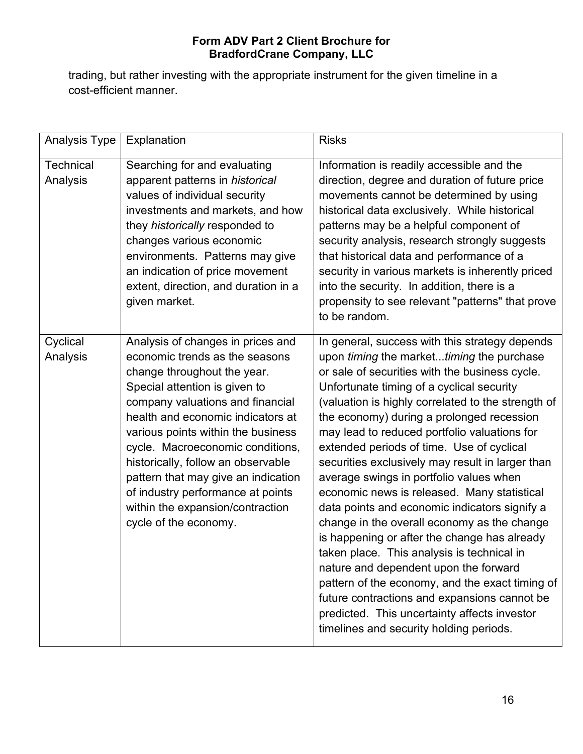trading, but rather investing with the appropriate instrument for the given timeline in a cost-efficient manner.

| Analysis Type | Explanation | Risks |
|---|---|---|
| Technical Analysis | Searching for and evaluating apparent patterns in *historical* values of individual security investments and markets, and how they *historically* responded to changes various economic environments. Patterns may give an indication of price movement extent, direction, and duration in a given market. | Information is readily accessible and the direction, degree and duration of future price movements cannot be determined by using historical data exclusively. While historical patterns may be a helpful component of security analysis, research strongly suggests that historical data and performance of a security in various markets is inherently priced into the security. In addition, there is a propensity to see relevant "patterns" that prove to be random. |
| Cyclical Analysis | Analysis of changes in prices and economic trends as the seasons change throughout the year. Special attention is given to company valuations and financial health and economic indicators at various points within the business cycle. Macroeconomic conditions, historically, follow an observable pattern that may give an indication of industry performance at points within the expansion/contraction cycle of the economy. | In general, success with this strategy depends upon *timing* the market...*timing* the purchase or sale of securities with the business cycle. Unfortunate timing of a cyclical security (valuation is highly correlated to the strength of the economy) during a prolonged recession may lead to reduced portfolio valuations for extended periods of time. Use of cyclical securities exclusively may result in larger than average swings in portfolio values when economic news is released. Many statistical data points and economic indicators signify a change in the overall economy as the change is happening or after the change has already taken place. This analysis is technical in nature and dependent upon the forward pattern of the economy, and the exact timing of future contractions and expansions cannot be predicted. This uncertainty affects investor timelines and security holding periods. |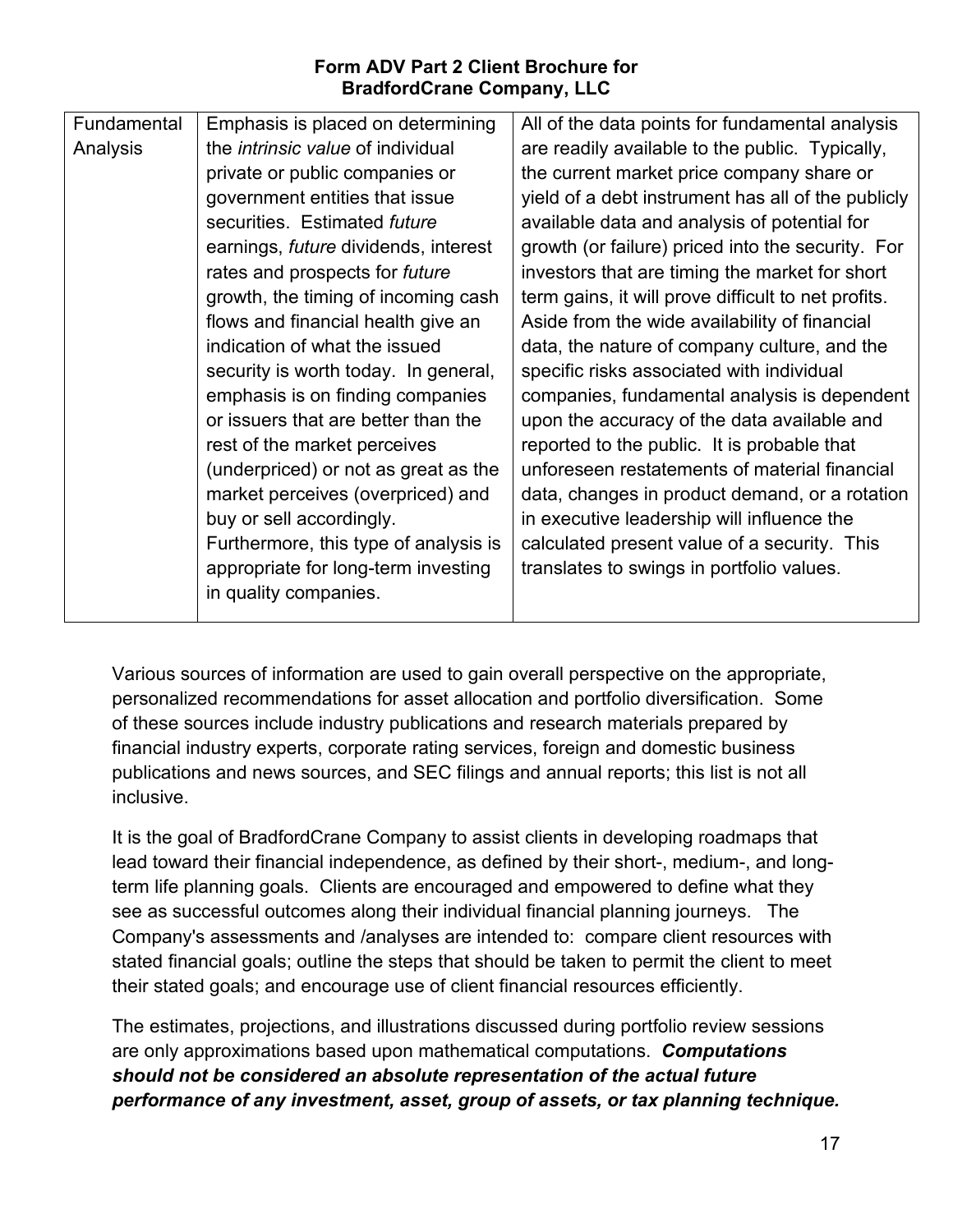| Fundamental Analysis | Emphasis is placed on determining the *intrinsic value* of individual private or public companies or government entities that issue securities. Estimated *future* earnings, *future* dividends, interest rates and prospects for *future* growth, the timing of incoming cash flows and financial health give an indication of what the issued security is worth today. In general, emphasis is on finding companies or issuers that are better than the rest of the market perceives (underpriced) or not as great as the market perceives (overpriced) and buy or sell accordingly. Furthermore, this type of analysis is appropriate for long-term investing in quality companies. | All of the data points for fundamental analysis are readily available to the public. Typically, the current market price company share or yield of a debt instrument has all of the publicly available data and analysis of potential for growth (or failure) priced into the security. For investors that are timing the market for short term gains, it will prove difficult to net profits. Aside from the wide availability of financial data, the nature of company culture, and the specific risks associated with individual companies, fundamental analysis is dependent upon the accuracy of the data available and reported to the public. It is probable that unforeseen restatements of material financial data, changes in product demand, or a rotation in executive leadership will influence the calculated present value of a security. This translates to swings in portfolio values. |
|---|---|---|

Various sources of information are used to gain overall perspective on the appropriate, personalized recommendations for asset allocation and portfolio diversification. Some of these sources include industry publications and research materials prepared by financial industry experts, corporate rating services, foreign and domestic business publications and news sources, and SEC filings and annual reports; this list is not all inclusive.

It is the goal of BradfordCrane Company to assist clients in developing roadmaps that lead toward their financial independence, as defined by their short-, medium-, and long-term life planning goals. Clients are encouraged and empowered to define what they see as successful outcomes along their individual financial planning journeys. The Company's assessments and /analyses are intended to: compare client resources with stated financial goals; outline the steps that should be taken to permit the client to meet their stated goals; and encourage use of client financial resources efficiently.

The estimates, projections, and illustrations discussed during portfolio review sessions are only approximations based upon mathematical computations. ***Computations should not be considered an absolute representation of the actual future performance of any investment, asset, group of assets, or tax planning technique.***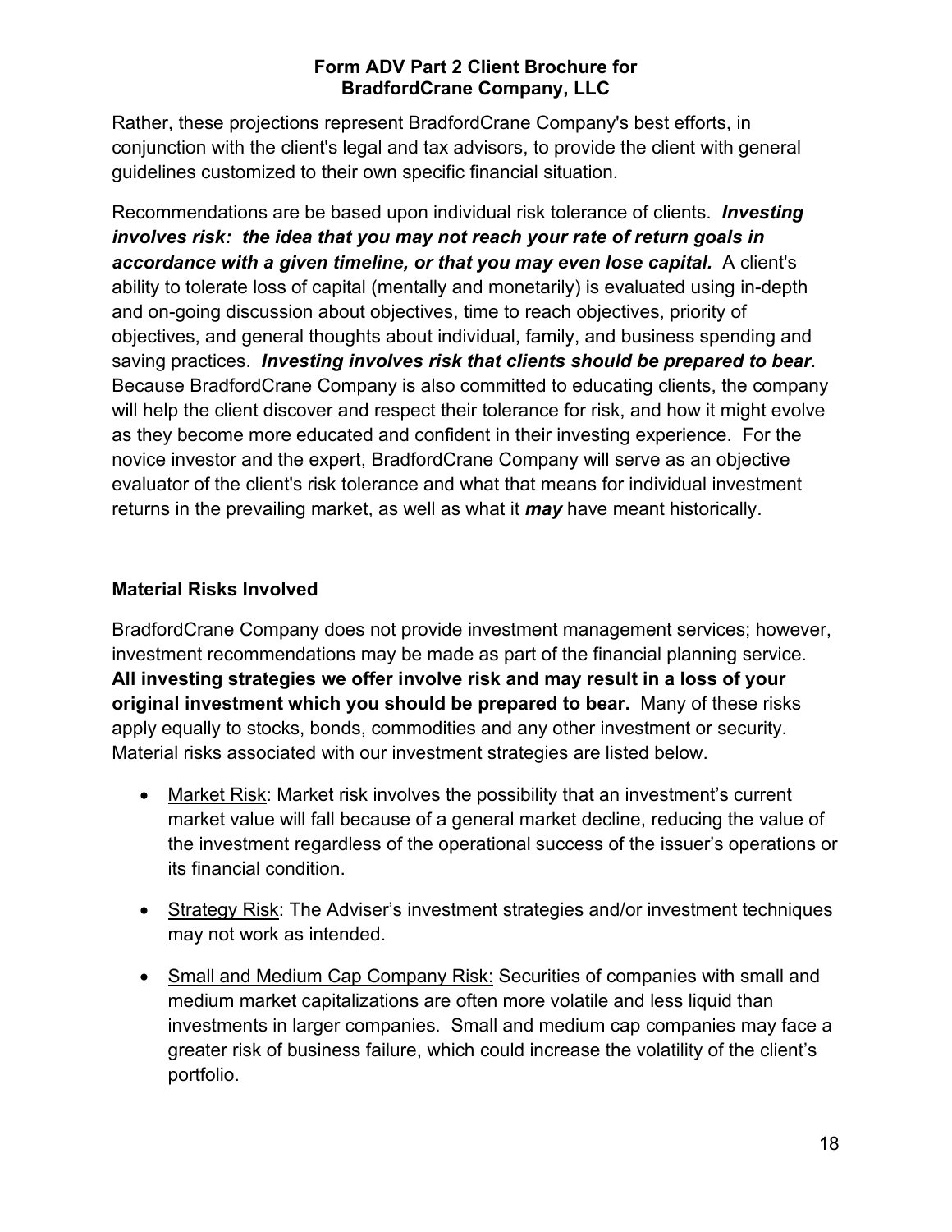Rather, these projections represent BradfordCrane Company's best efforts, in conjunction with the client's legal and tax advisors, to provide the client with general guidelines customized to their own specific financial situation.

Recommendations are be based upon individual risk tolerance of clients. ***Investing involves risk: the idea that you may not reach your rate of return goals in accordance with a given timeline, or that you may even lose capital.*** A client's ability to tolerate loss of capital (mentally and monetarily) is evaluated using in-depth and on-going discussion about objectives, time to reach objectives, priority of objectives, and general thoughts about individual, family, and business spending and saving practices. ***Investing involves risk that clients should be prepared to bear***. Because BradfordCrane Company is also committed to educating clients, the company will help the client discover and respect their tolerance for risk, and how it might evolve as they become more educated and confident in their investing experience. For the novice investor and the expert, BradfordCrane Company will serve as an objective evaluator of the client's risk tolerance and what that means for individual investment returns in the prevailing market, as well as what it ***may*** have meant historically.

### Material Risks Involved

BradfordCrane Company does not provide investment management services; however, investment recommendations may be made as part of the financial planning service. **All investing strategies we offer involve risk and may result in a loss of your original investment which you should be prepared to bear.** Many of these risks apply equally to stocks, bonds, commodities and any other investment or security. Material risks associated with our investment strategies are listed below.

- Market Risk: Market risk involves the possibility that an investment's current market value will fall because of a general market decline, reducing the value of the investment regardless of the operational success of the issuer's operations or its financial condition.
- Strategy Risk: The Adviser's investment strategies and/or investment techniques may not work as intended.
- Small and Medium Cap Company Risk: Securities of companies with small and medium market capitalizations are often more volatile and less liquid than investments in larger companies. Small and medium cap companies may face a greater risk of business failure, which could increase the volatility of the client's portfolio.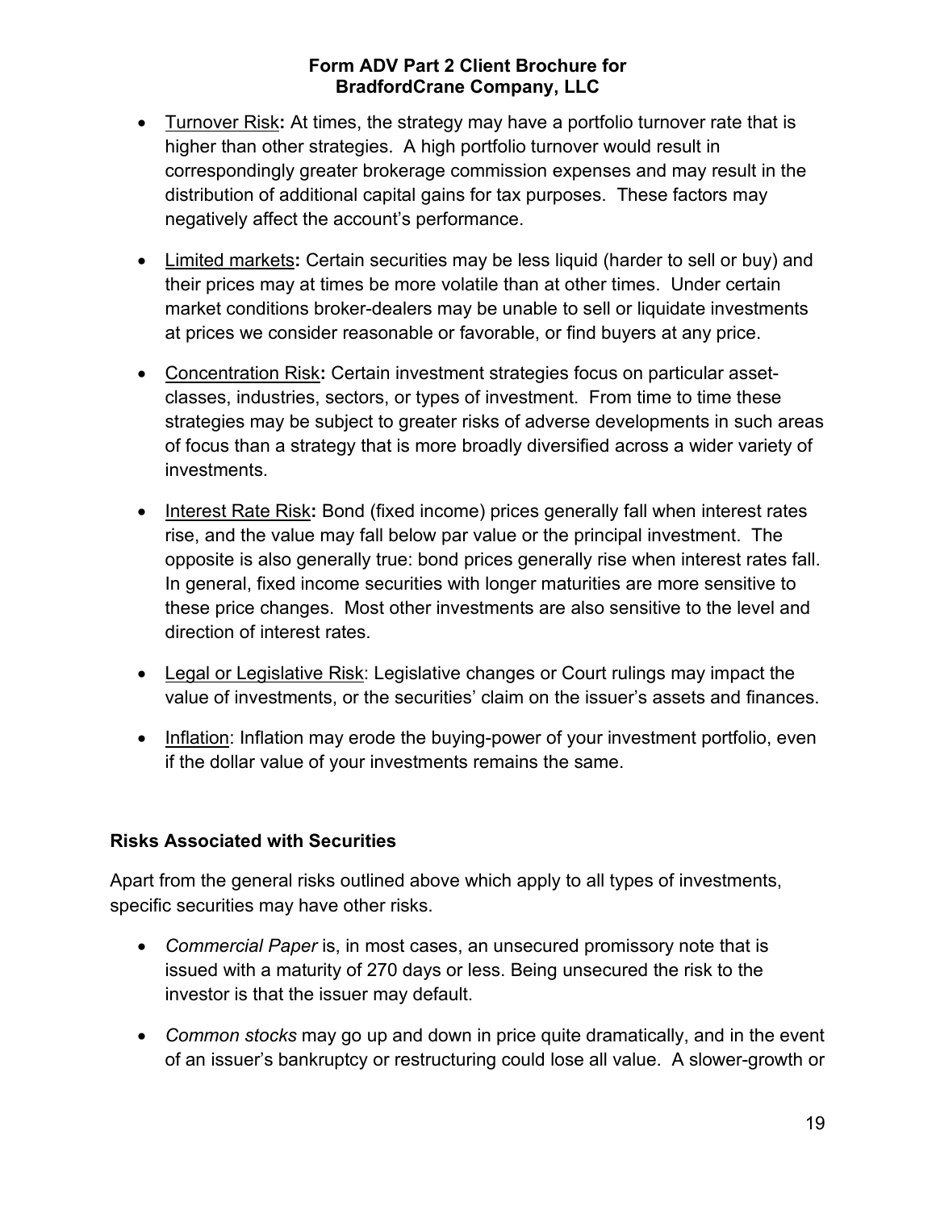- Turnover Risk**:** At times, the strategy may have a portfolio turnover rate that is higher than other strategies. A high portfolio turnover would result in correspondingly greater brokerage commission expenses and may result in the distribution of additional capital gains for tax purposes. These factors may negatively affect the account's performance.

- Limited markets**:** Certain securities may be less liquid (harder to sell or buy) and their prices may at times be more volatile than at other times. Under certain market conditions broker-dealers may be unable to sell or liquidate investments at prices we consider reasonable or favorable, or find buyers at any price.

- Concentration Risk**:** Certain investment strategies focus on particular asset-classes, industries, sectors, or types of investment. From time to time these strategies may be subject to greater risks of adverse developments in such areas of focus than a strategy that is more broadly diversified across a wider variety of investments.

- Interest Rate Risk**:** Bond (fixed income) prices generally fall when interest rates rise, and the value may fall below par value or the principal investment. The opposite is also generally true: bond prices generally rise when interest rates fall. In general, fixed income securities with longer maturities are more sensitive to these price changes. Most other investments are also sensitive to the level and direction of interest rates.

- Legal or Legislative Risk: Legislative changes or Court rulings may impact the value of investments, or the securities' claim on the issuer's assets and finances.

- Inflation: Inflation may erode the buying-power of your investment portfolio, even if the dollar value of your investments remains the same.

**Risks Associated with Securities**

Apart from the general risks outlined above which apply to all types of investments, specific securities may have other risks.

- *Commercial Paper* is, in most cases, an unsecured promissory note that is issued with a maturity of 270 days or less. Being unsecured the risk to the investor is that the issuer may default.

- *Common stocks* may go up and down in price quite dramatically, and in the event of an issuer's bankruptcy or restructuring could lose all value. A slower-growth or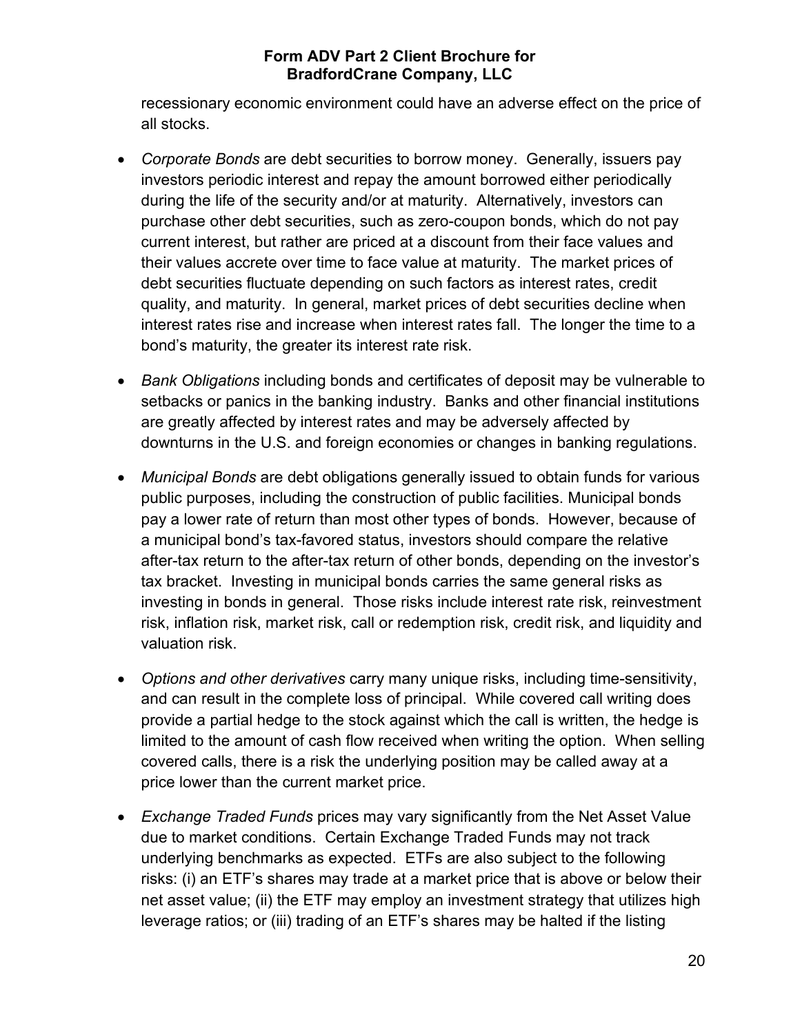recessionary economic environment could have an adverse effect on the price of all stocks.

- *Corporate Bonds* are debt securities to borrow money. Generally, issuers pay investors periodic interest and repay the amount borrowed either periodically during the life of the security and/or at maturity. Alternatively, investors can purchase other debt securities, such as zero-coupon bonds, which do not pay current interest, but rather are priced at a discount from their face values and their values accrete over time to face value at maturity. The market prices of debt securities fluctuate depending on such factors as interest rates, credit quality, and maturity. In general, market prices of debt securities decline when interest rates rise and increase when interest rates fall. The longer the time to a bond's maturity, the greater its interest rate risk.

- *Bank Obligations* including bonds and certificates of deposit may be vulnerable to setbacks or panics in the banking industry. Banks and other financial institutions are greatly affected by interest rates and may be adversely affected by downturns in the U.S. and foreign economies or changes in banking regulations.

- *Municipal Bonds* are debt obligations generally issued to obtain funds for various public purposes, including the construction of public facilities. Municipal bonds pay a lower rate of return than most other types of bonds. However, because of a municipal bond's tax-favored status, investors should compare the relative after-tax return to the after-tax return of other bonds, depending on the investor's tax bracket. Investing in municipal bonds carries the same general risks as investing in bonds in general. Those risks include interest rate risk, reinvestment risk, inflation risk, market risk, call or redemption risk, credit risk, and liquidity and valuation risk.

- *Options and other derivatives* carry many unique risks, including time-sensitivity, and can result in the complete loss of principal. While covered call writing does provide a partial hedge to the stock against which the call is written, the hedge is limited to the amount of cash flow received when writing the option. When selling covered calls, there is a risk the underlying position may be called away at a price lower than the current market price.

- *Exchange Traded Funds* prices may vary significantly from the Net Asset Value due to market conditions. Certain Exchange Traded Funds may not track underlying benchmarks as expected. ETFs are also subject to the following risks: (i) an ETF's shares may trade at a market price that is above or below their net asset value; (ii) the ETF may employ an investment strategy that utilizes high leverage ratios; or (iii) trading of an ETF's shares may be halted if the listing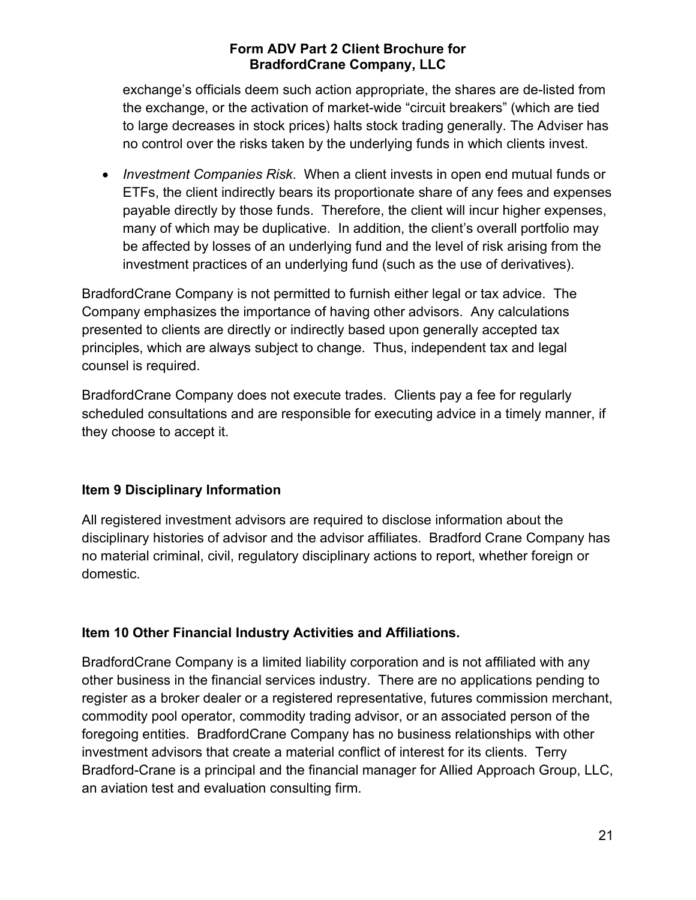exchange's officials deem such action appropriate, the shares are de-listed from the exchange, or the activation of market-wide "circuit breakers" (which are tied to large decreases in stock prices) halts stock trading generally. The Adviser has no control over the risks taken by the underlying funds in which clients invest.

- *Investment Companies Risk*. When a client invests in open end mutual funds or ETFs, the client indirectly bears its proportionate share of any fees and expenses payable directly by those funds. Therefore, the client will incur higher expenses, many of which may be duplicative. In addition, the client's overall portfolio may be affected by losses of an underlying fund and the level of risk arising from the investment practices of an underlying fund (such as the use of derivatives).

BradfordCrane Company is not permitted to furnish either legal or tax advice. The Company emphasizes the importance of having other advisors. Any calculations presented to clients are directly or indirectly based upon generally accepted tax principles, which are always subject to change. Thus, independent tax and legal counsel is required.

BradfordCrane Company does not execute trades. Clients pay a fee for regularly scheduled consultations and are responsible for executing advice in a timely manner, if they choose to accept it.

## Item 9 Disciplinary Information

All registered investment advisors are required to disclose information about the disciplinary histories of advisor and the advisor affiliates. Bradford Crane Company has no material criminal, civil, regulatory disciplinary actions to report, whether foreign or domestic.

## Item 10 Other Financial Industry Activities and Affiliations.

BradfordCrane Company is a limited liability corporation and is not affiliated with any other business in the financial services industry. There are no applications pending to register as a broker dealer or a registered representative, futures commission merchant, commodity pool operator, commodity trading advisor, or an associated person of the foregoing entities. BradfordCrane Company has no business relationships with other investment advisors that create a material conflict of interest for its clients. Terry Bradford-Crane is a principal and the financial manager for Allied Approach Group, LLC, an aviation test and evaluation consulting firm.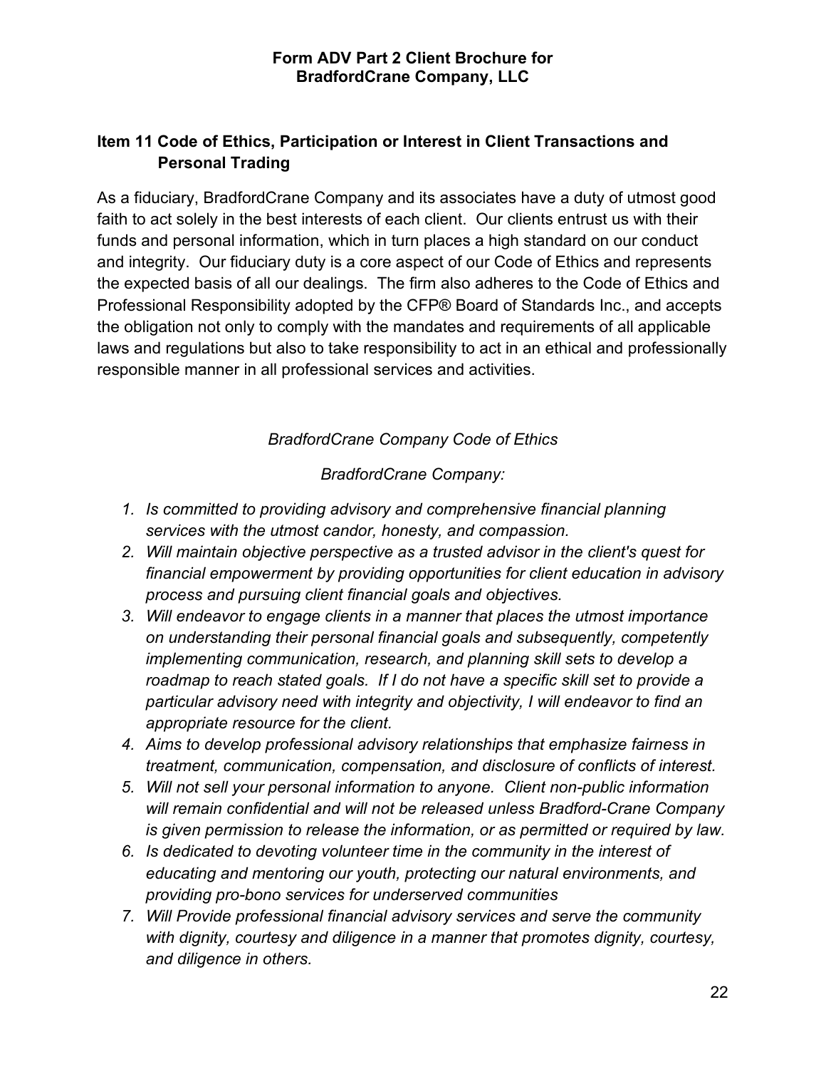## Item 11 Code of Ethics, Participation or Interest in Client Transactions and Personal Trading

As a fiduciary, BradfordCrane Company and its associates have a duty of utmost good faith to act solely in the best interests of each client. Our clients entrust us with their funds and personal information, which in turn places a high standard on our conduct and integrity. Our fiduciary duty is a core aspect of our Code of Ethics and represents the expected basis of all our dealings. The firm also adheres to the Code of Ethics and Professional Responsibility adopted by the CFP® Board of Standards Inc., and accepts the obligation not only to comply with the mandates and requirements of all applicable laws and regulations but also to take responsibility to act in an ethical and professionally responsible manner in all professional services and activities.

*BradfordCrane Company Code of Ethics*

*BradfordCrane Company:*

1. *Is committed to providing advisory and comprehensive financial planning services with the utmost candor, honesty, and compassion.*
2. *Will maintain objective perspective as a trusted advisor in the client's quest for financial empowerment by providing opportunities for client education in advisory process and pursuing client financial goals and objectives.*
3. *Will endeavor to engage clients in a manner that places the utmost importance on understanding their personal financial goals and subsequently, competently implementing communication, research, and planning skill sets to develop a roadmap to reach stated goals. If I do not have a specific skill set to provide a particular advisory need with integrity and objectivity, I will endeavor to find an appropriate resource for the client.*
4. *Aims to develop professional advisory relationships that emphasize fairness in treatment, communication, compensation, and disclosure of conflicts of interest.*
5. *Will not sell your personal information to anyone. Client non-public information will remain confidential and will not be released unless Bradford-Crane Company is given permission to release the information, or as permitted or required by law.*
6. *Is dedicated to devoting volunteer time in the community in the interest of educating and mentoring our youth, protecting our natural environments, and providing pro-bono services for underserved communities*
7. *Will Provide professional financial advisory services and serve the community with dignity, courtesy and diligence in a manner that promotes dignity, courtesy, and diligence in others.*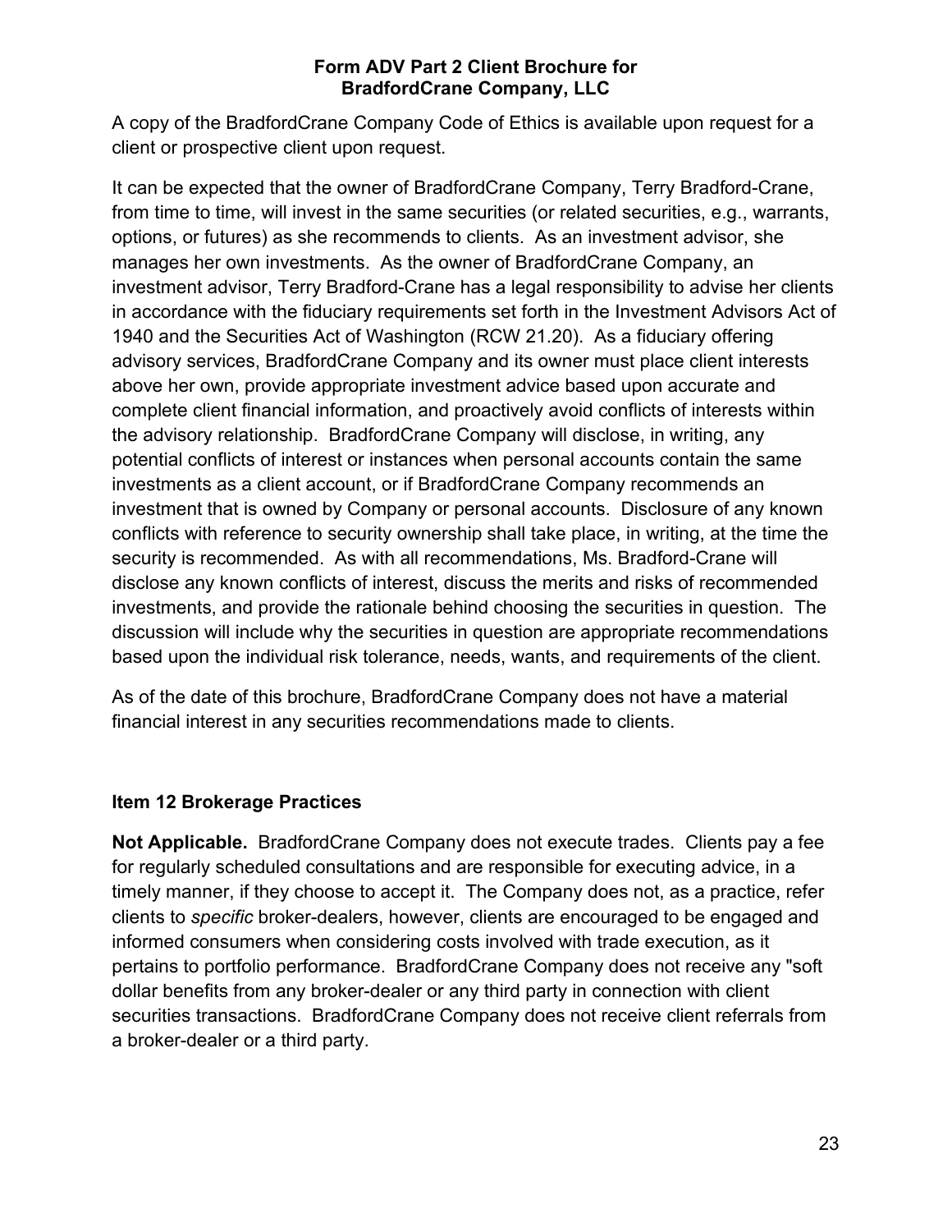A copy of the BradfordCrane Company Code of Ethics is available upon request for a client or prospective client upon request.

It can be expected that the owner of BradfordCrane Company, Terry Bradford-Crane, from time to time, will invest in the same securities (or related securities, e.g., warrants, options, or futures) as she recommends to clients. As an investment advisor, she manages her own investments. As the owner of BradfordCrane Company, an investment advisor, Terry Bradford-Crane has a legal responsibility to advise her clients in accordance with the fiduciary requirements set forth in the Investment Advisors Act of 1940 and the Securities Act of Washington (RCW 21.20). As a fiduciary offering advisory services, BradfordCrane Company and its owner must place client interests above her own, provide appropriate investment advice based upon accurate and complete client financial information, and proactively avoid conflicts of interests within the advisory relationship. BradfordCrane Company will disclose, in writing, any potential conflicts of interest or instances when personal accounts contain the same investments as a client account, or if BradfordCrane Company recommends an investment that is owned by Company or personal accounts. Disclosure of any known conflicts with reference to security ownership shall take place, in writing, at the time the security is recommended. As with all recommendations, Ms. Bradford-Crane will disclose any known conflicts of interest, discuss the merits and risks of recommended investments, and provide the rationale behind choosing the securities in question. The discussion will include why the securities in question are appropriate recommendations based upon the individual risk tolerance, needs, wants, and requirements of the client.

As of the date of this brochure, BradfordCrane Company does not have a material financial interest in any securities recommendations made to clients.

## Item 12 Brokerage Practices

**Not Applicable.** BradfordCrane Company does not execute trades. Clients pay a fee for regularly scheduled consultations and are responsible for executing advice, in a timely manner, if they choose to accept it. The Company does not, as a practice, refer clients to *specific* broker-dealers, however, clients are encouraged to be engaged and informed consumers when considering costs involved with trade execution, as it pertains to portfolio performance. BradfordCrane Company does not receive any "soft dollar benefits from any broker-dealer or any third party in connection with client securities transactions. BradfordCrane Company does not receive client referrals from a broker-dealer or a third party.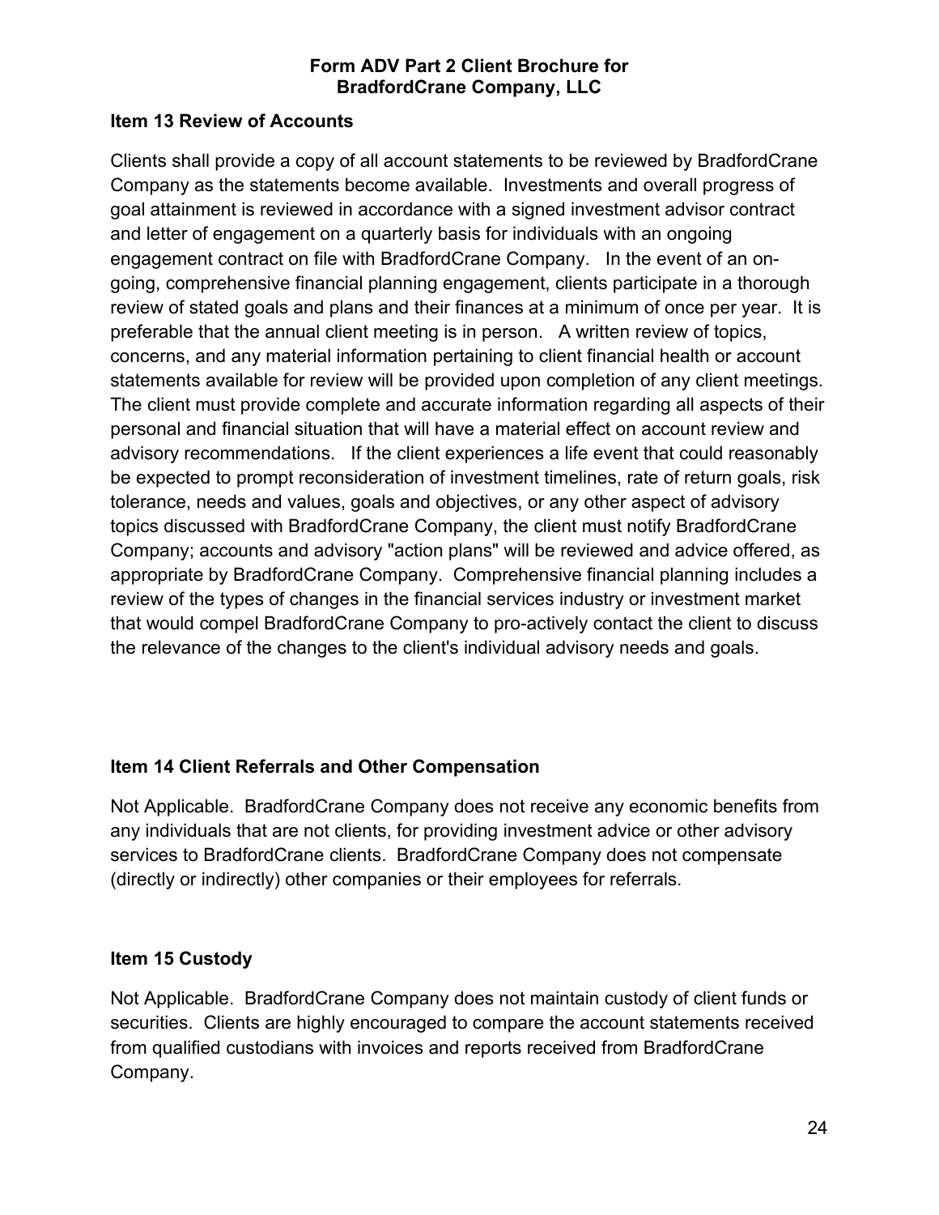## Item 13 Review of Accounts

Clients shall provide a copy of all account statements to be reviewed by BradfordCrane Company as the statements become available. Investments and overall progress of goal attainment is reviewed in accordance with a signed investment advisor contract and letter of engagement on a quarterly basis for individuals with an ongoing engagement contract on file with BradfordCrane Company. In the event of an on-going, comprehensive financial planning engagement, clients participate in a thorough review of stated goals and plans and their finances at a minimum of once per year. It is preferable that the annual client meeting is in person. A written review of topics, concerns, and any material information pertaining to client financial health or account statements available for review will be provided upon completion of any client meetings. The client must provide complete and accurate information regarding all aspects of their personal and financial situation that will have a material effect on account review and advisory recommendations. If the client experiences a life event that could reasonably be expected to prompt reconsideration of investment timelines, rate of return goals, risk tolerance, needs and values, goals and objectives, or any other aspect of advisory topics discussed with BradfordCrane Company, the client must notify BradfordCrane Company; accounts and advisory "action plans" will be reviewed and advice offered, as appropriate by BradfordCrane Company. Comprehensive financial planning includes a review of the types of changes in the financial services industry or investment market that would compel BradfordCrane Company to pro-actively contact the client to discuss the relevance of the changes to the client's individual advisory needs and goals.

## Item 14 Client Referrals and Other Compensation

Not Applicable. BradfordCrane Company does not receive any economic benefits from any individuals that are not clients, for providing investment advice or other advisory services to BradfordCrane clients. BradfordCrane Company does not compensate (directly or indirectly) other companies or their employees for referrals.

## Item 15 Custody

Not Applicable. BradfordCrane Company does not maintain custody of client funds or securities. Clients are highly encouraged to compare the account statements received from qualified custodians with invoices and reports received from BradfordCrane Company.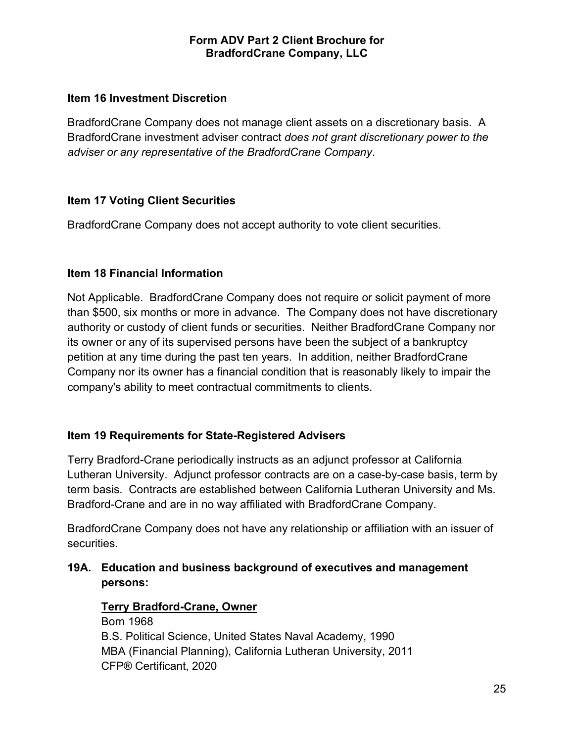## Item 16 Investment Discretion

BradfordCrane Company does not manage client assets on a discretionary basis. A BradfordCrane investment adviser contract *does not grant discretionary power to the adviser or any representative of the BradfordCrane Company*.

## Item 17 Voting Client Securities

BradfordCrane Company does not accept authority to vote client securities.

## Item 18 Financial Information

Not Applicable. BradfordCrane Company does not require or solicit payment of more than $500, six months or more in advance. The Company does not have discretionary authority or custody of client funds or securities. Neither BradfordCrane Company nor its owner or any of its supervised persons have been the subject of a bankruptcy petition at any time during the past ten years. In addition, neither BradfordCrane Company nor its owner has a financial condition that is reasonably likely to impair the company's ability to meet contractual commitments to clients.

## Item 19 Requirements for State-Registered Advisers

Terry Bradford-Crane periodically instructs as an adjunct professor at California Lutheran University. Adjunct professor contracts are on a case-by-case basis, term by term basis. Contracts are established between California Lutheran University and Ms. Bradford-Crane and are in no way affiliated with BradfordCrane Company.

BradfordCrane Company does not have any relationship or affiliation with an issuer of securities.

### 19A. Education and business background of executives and management persons:

**<u>Terry Bradford-Crane, Owner</u>**
Born 1968
B.S. Political Science, United States Naval Academy, 1990
MBA (Financial Planning), California Lutheran University, 2011
CFP® Certificant, 2020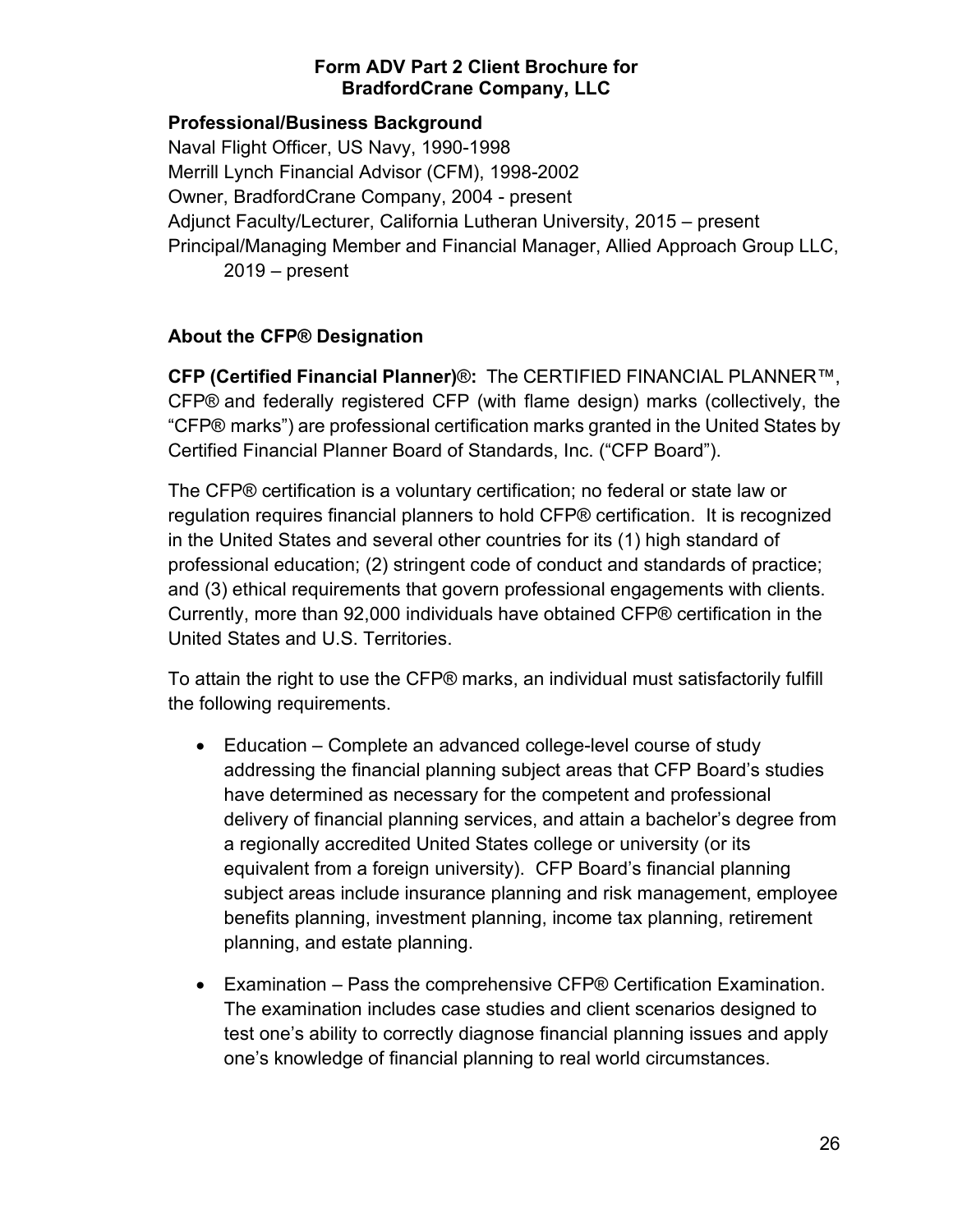**Professional/Business Background**

Naval Flight Officer, US Navy, 1990-1998
Merrill Lynch Financial Advisor (CFM), 1998-2002
Owner, BradfordCrane Company, 2004 - present
Adjunct Faculty/Lecturer, California Lutheran University, 2015 – present
Principal/Managing Member and Financial Manager, Allied Approach Group LLC, 2019 – present

**About the CFP® Designation**

**CFP (Certified Financial Planner)®:** The CERTIFIED FINANCIAL PLANNER™, CFP® and federally registered CFP (with flame design) marks (collectively, the "CFP® marks") are professional certification marks granted in the United States by Certified Financial Planner Board of Standards, Inc. ("CFP Board").

The CFP® certification is a voluntary certification; no federal or state law or regulation requires financial planners to hold CFP® certification. It is recognized in the United States and several other countries for its (1) high standard of professional education; (2) stringent code of conduct and standards of practice; and (3) ethical requirements that govern professional engagements with clients. Currently, more than 92,000 individuals have obtained CFP® certification in the United States and U.S. Territories.

To attain the right to use the CFP® marks, an individual must satisfactorily fulfill the following requirements.

- Education – Complete an advanced college-level course of study addressing the financial planning subject areas that CFP Board's studies have determined as necessary for the competent and professional delivery of financial planning services, and attain a bachelor's degree from a regionally accredited United States college or university (or its equivalent from a foreign university). CFP Board's financial planning subject areas include insurance planning and risk management, employee benefits planning, investment planning, income tax planning, retirement planning, and estate planning.

- Examination – Pass the comprehensive CFP® Certification Examination. The examination includes case studies and client scenarios designed to test one's ability to correctly diagnose financial planning issues and apply one's knowledge of financial planning to real world circumstances.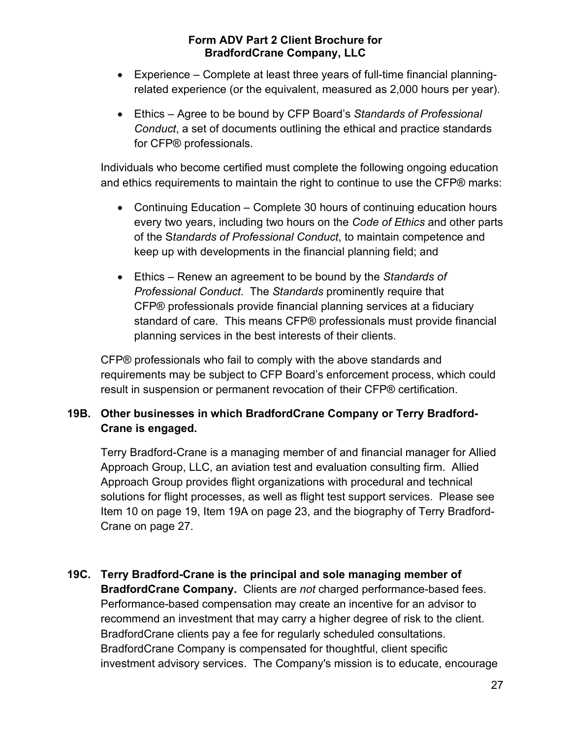- Experience – Complete at least three years of full-time financial planning-related experience (or the equivalent, measured as 2,000 hours per year).
- Ethics – Agree to be bound by CFP Board's *Standards of Professional Conduct*, a set of documents outlining the ethical and practice standards for CFP® professionals.

Individuals who become certified must complete the following ongoing education and ethics requirements to maintain the right to continue to use the CFP® marks:

- Continuing Education – Complete 30 hours of continuing education hours every two years, including two hours on the *Code of Ethics* and other parts of the S*tandards of Professional Conduct*, to maintain competence and keep up with developments in the financial planning field; and
- Ethics – Renew an agreement to be bound by the *Standards of Professional Conduct*. The *Standards* prominently require that CFP® professionals provide financial planning services at a fiduciary standard of care. This means CFP® professionals must provide financial planning services in the best interests of their clients.

CFP® professionals who fail to comply with the above standards and requirements may be subject to CFP Board's enforcement process, which could result in suspension or permanent revocation of their CFP® certification.

**19B. Other businesses in which BradfordCrane Company or Terry Bradford-Crane is engaged.**

Terry Bradford-Crane is a managing member of and financial manager for Allied Approach Group, LLC, an aviation test and evaluation consulting firm. Allied Approach Group provides flight organizations with procedural and technical solutions for flight processes, as well as flight test support services. Please see Item 10 on page 19, Item 19A on page 23, and the biography of Terry Bradford-Crane on page 27.

**19C. Terry Bradford-Crane is the principal and sole managing member of BradfordCrane Company.** Clients are *not* charged performance-based fees. Performance-based compensation may create an incentive for an advisor to recommend an investment that may carry a higher degree of risk to the client. BradfordCrane clients pay a fee for regularly scheduled consultations. BradfordCrane Company is compensated for thoughtful, client specific investment advisory services. The Company's mission is to educate, encourage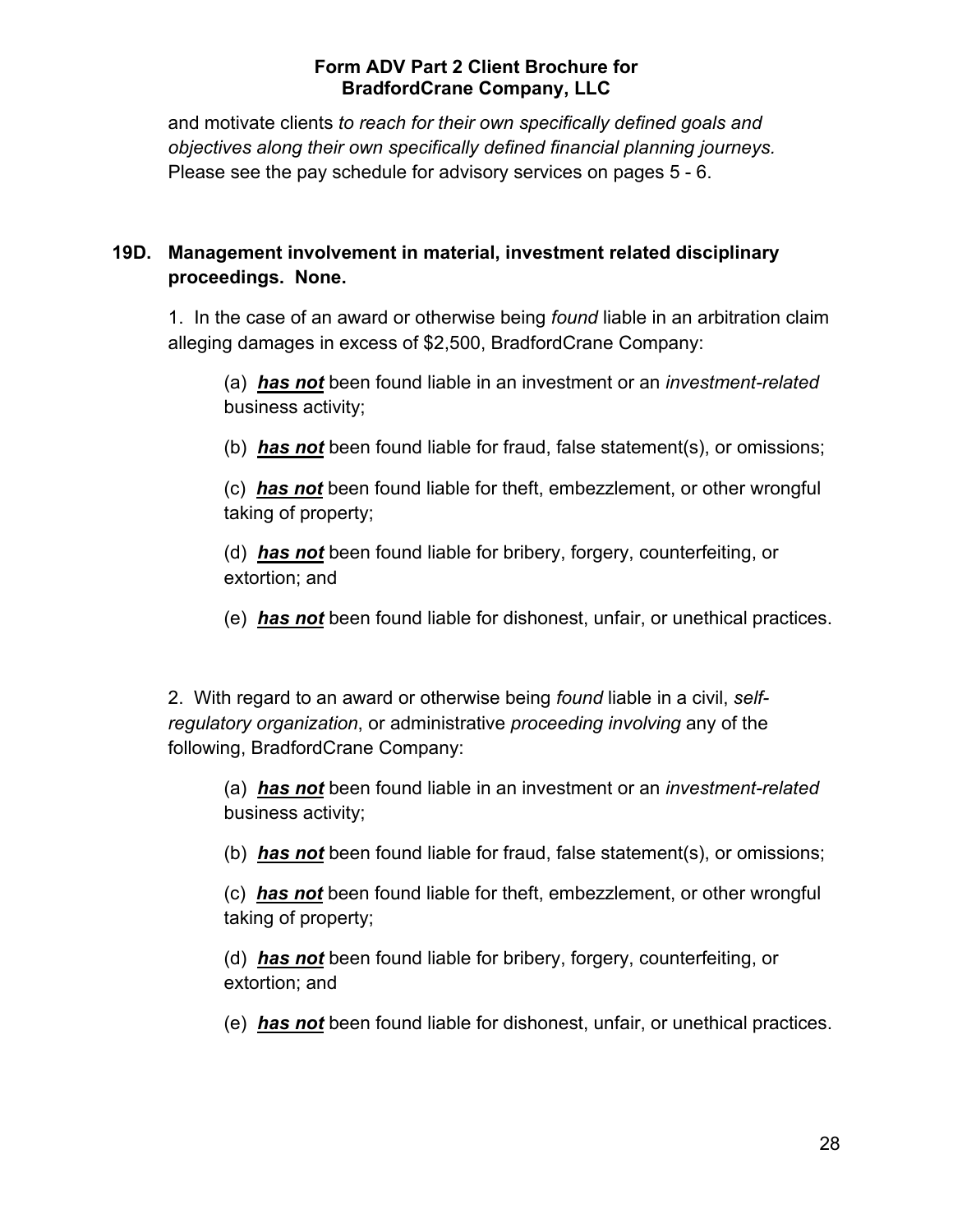and motivate clients *to reach for their own specifically defined goals and objectives along their own specifically defined financial planning journeys.* Please see the pay schedule for advisory services on pages 5 - 6.

**19D. Management involvement in material, investment related disciplinary proceedings. None.**

1. In the case of an award or otherwise being *found* liable in an arbitration claim alleging damages in excess of $2,500, BradfordCrane Company:

(a) ***has not*** been found liable in an investment or an *investment-related* business activity;

(b) ***has not*** been found liable for fraud, false statement(s), or omissions;

(c) ***has not*** been found liable for theft, embezzlement, or other wrongful taking of property;

(d) ***has not*** been found liable for bribery, forgery, counterfeiting, or extortion; and

(e) ***has not*** been found liable for dishonest, unfair, or unethical practices.

2. With regard to an award or otherwise being *found* liable in a civil, *self-regulatory organization*, or administrative *proceeding involving* any of the following, BradfordCrane Company:

(a) ***has not*** been found liable in an investment or an *investment-related* business activity;

(b) ***has not*** been found liable for fraud, false statement(s), or omissions;

(c) ***has not*** been found liable for theft, embezzlement, or other wrongful taking of property;

(d) ***has not*** been found liable for bribery, forgery, counterfeiting, or extortion; and

(e) ***has not*** been found liable for dishonest, unfair, or unethical practices.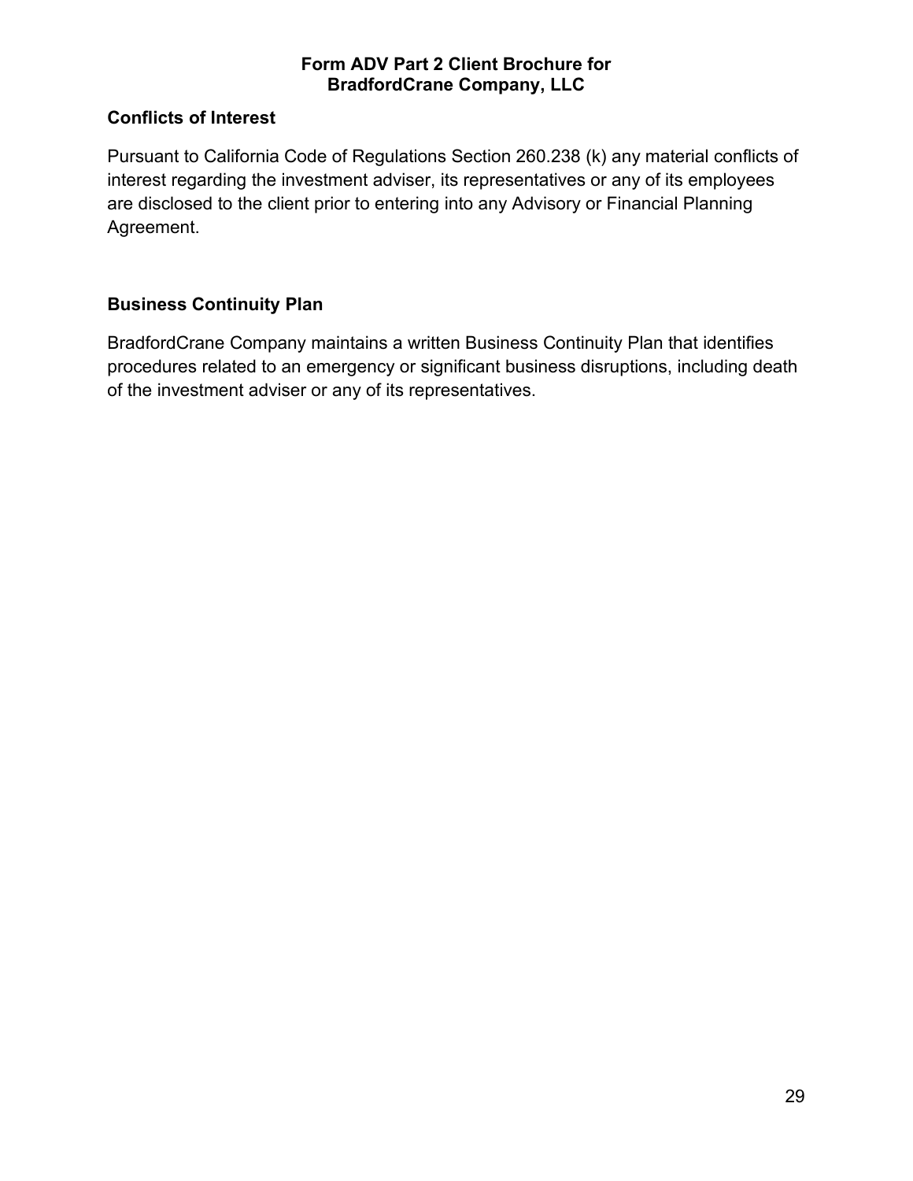## Conflicts of Interest

Pursuant to California Code of Regulations Section 260.238 (k) any material conflicts of interest regarding the investment adviser, its representatives or any of its employees are disclosed to the client prior to entering into any Advisory or Financial Planning Agreement.

## Business Continuity Plan

BradfordCrane Company maintains a written Business Continuity Plan that identifies procedures related to an emergency or significant business disruptions, including death of the investment adviser or any of its representatives.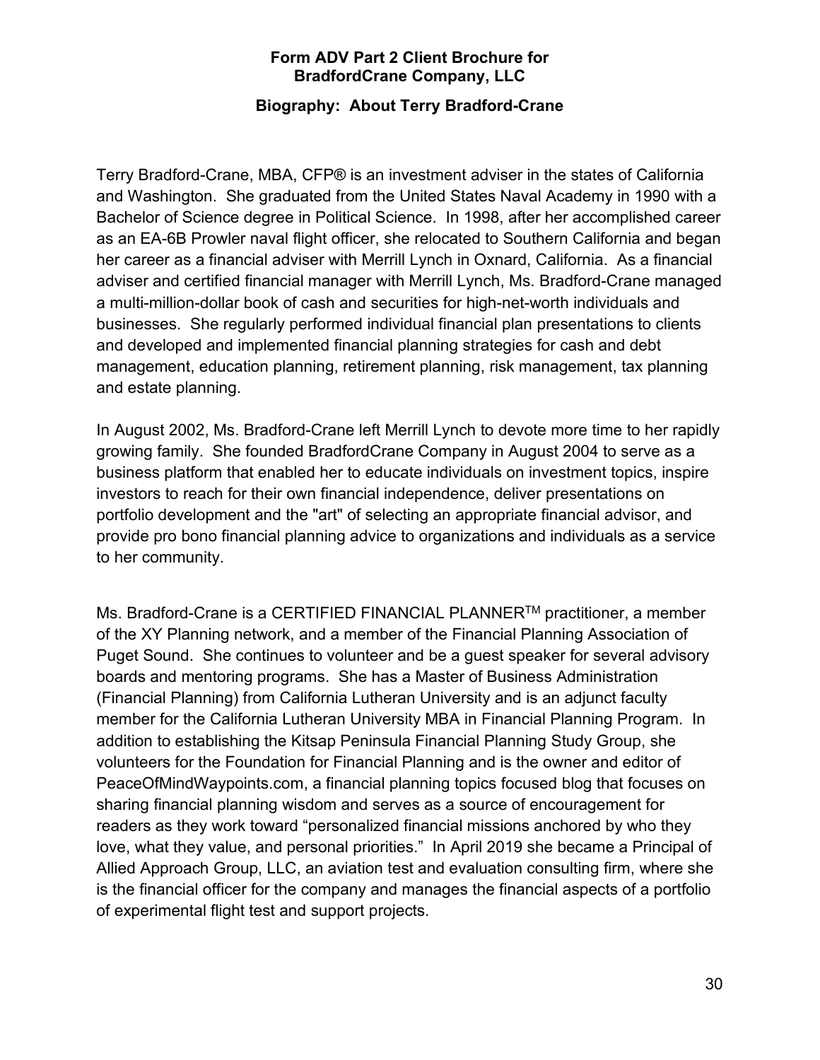**Form ADV Part 2 Client Brochure for BradfordCrane Company, LLC**

## Biography: About Terry Bradford-Crane

Terry Bradford-Crane, MBA, CFP® is an investment adviser in the states of California and Washington. She graduated from the United States Naval Academy in 1990 with a Bachelor of Science degree in Political Science. In 1998, after her accomplished career as an EA-6B Prowler naval flight officer, she relocated to Southern California and began her career as a financial adviser with Merrill Lynch in Oxnard, California. As a financial adviser and certified financial manager with Merrill Lynch, Ms. Bradford-Crane managed a multi-million-dollar book of cash and securities for high-net-worth individuals and businesses. She regularly performed individual financial plan presentations to clients and developed and implemented financial planning strategies for cash and debt management, education planning, retirement planning, risk management, tax planning and estate planning.

In August 2002, Ms. Bradford-Crane left Merrill Lynch to devote more time to her rapidly growing family. She founded BradfordCrane Company in August 2004 to serve as a business platform that enabled her to educate individuals on investment topics, inspire investors to reach for their own financial independence, deliver presentations on portfolio development and the "art" of selecting an appropriate financial advisor, and provide pro bono financial planning advice to organizations and individuals as a service to her community.

Ms. Bradford-Crane is a CERTIFIED FINANCIAL PLANNER™ practitioner, a member of the XY Planning network, and a member of the Financial Planning Association of Puget Sound. She continues to volunteer and be a guest speaker for several advisory boards and mentoring programs. She has a Master of Business Administration (Financial Planning) from California Lutheran University and is an adjunct faculty member for the California Lutheran University MBA in Financial Planning Program. In addition to establishing the Kitsap Peninsula Financial Planning Study Group, she volunteers for the Foundation for Financial Planning and is the owner and editor of PeaceOfMindWaypoints.com, a financial planning topics focused blog that focuses on sharing financial planning wisdom and serves as a source of encouragement for readers as they work toward "personalized financial missions anchored by who they love, what they value, and personal priorities." In April 2019 she became a Principal of Allied Approach Group, LLC, an aviation test and evaluation consulting firm, where she is the financial officer for the company and manages the financial aspects of a portfolio of experimental flight test and support projects.